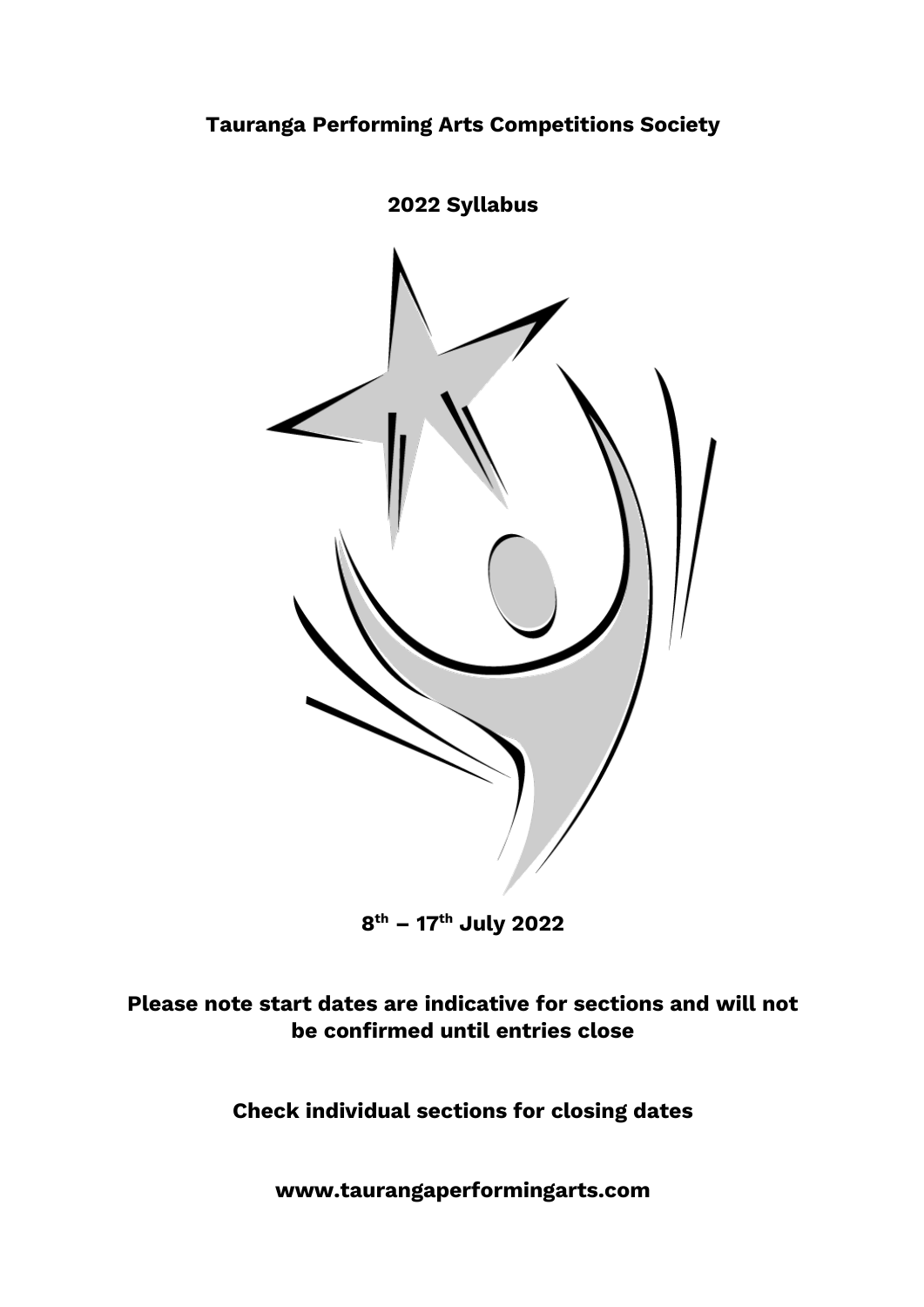# Tauranga Performing Arts Competitions Society

## 2022 Syllabus

**8th – 17th July 2022**

**Please note start dates are indicative for sections and will not be confirmed until entries close**

**Check individual sections for closing dates**

**www.taurangaperformingarts.com**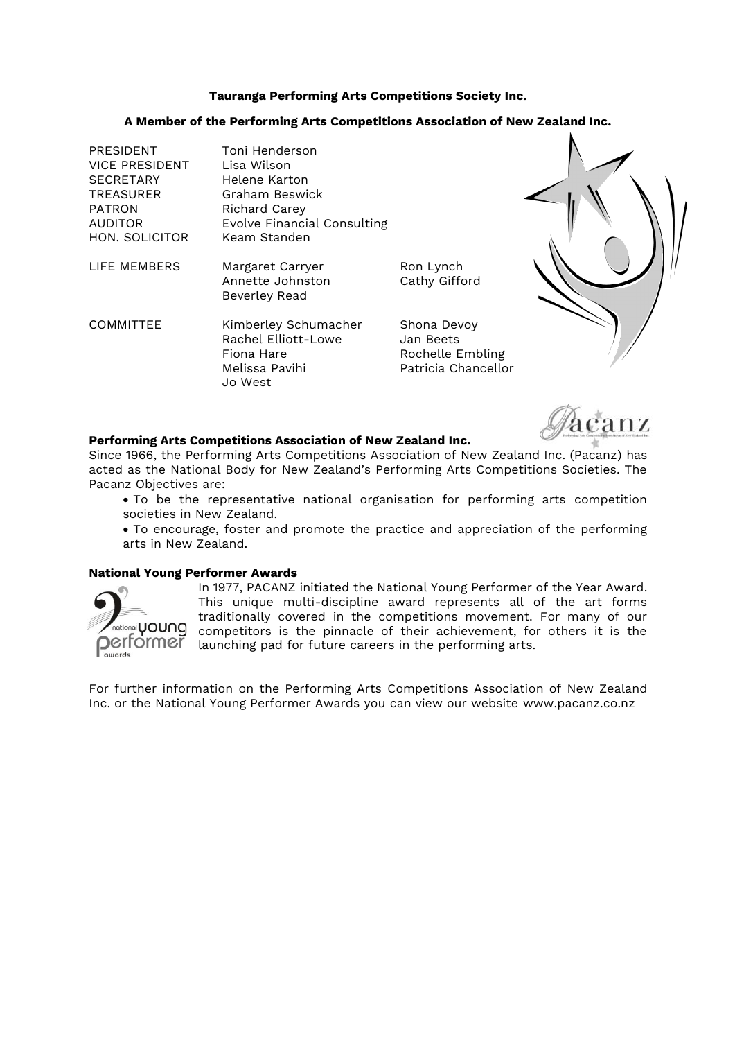**Tauranga Performing Arts Competitions Society Inc.**

**A Member of the Performing Arts Competitions Association of New Zealand Inc.**

| | | |
|---|---|---|
| PRESIDENT | Toni Henderson | |
| VICE PRESIDENT | Lisa Wilson | |
| SECRETARY | Helene Karton | |
| TREASURER | Graham Beswick | |
| PATRON | Richard Carey | |
| AUDITOR | Evolve Financial Consulting | |
| HON. SOLICITOR | Keam Standen | |
| LIFE MEMBERS | Margaret Carryer | Ron Lynch |
| | Annette Johnston | Cathy Gifford |
| | Beverley Read | |
| COMMITTEE | Kimberley Schumacher | Shona Devoy |
| | Rachel Elliott-Lowe | Jan Beets |
| | Fiona Hare | Rochelle Embling |
| | Melissa Pavihi | Patricia Chancellor |
| | Jo West | |

**Performing Arts Competitions Association of New Zealand Inc.**

Since 1966, the Performing Arts Competitions Association of New Zealand Inc. (Pacanz) has acted as the National Body for New Zealand's Performing Arts Competitions Societies. The Pacanz Objectives are:

- To be the representative national organisation for performing arts competition societies in New Zealand.
- To encourage, foster and promote the practice and appreciation of the performing arts in New Zealand.

**National Young Performer Awards**

In 1977, PACANZ initiated the National Young Performer of the Year Award. This unique multi-discipline award represents all of the art forms traditionally covered in the competitions movement. For many of our competitors is the pinnacle of their achievement, for others it is the launching pad for future careers in the performing arts.

For further information on the Performing Arts Competitions Association of New Zealand Inc. or the National Young Performer Awards you can view our website www.pacanz.co.nz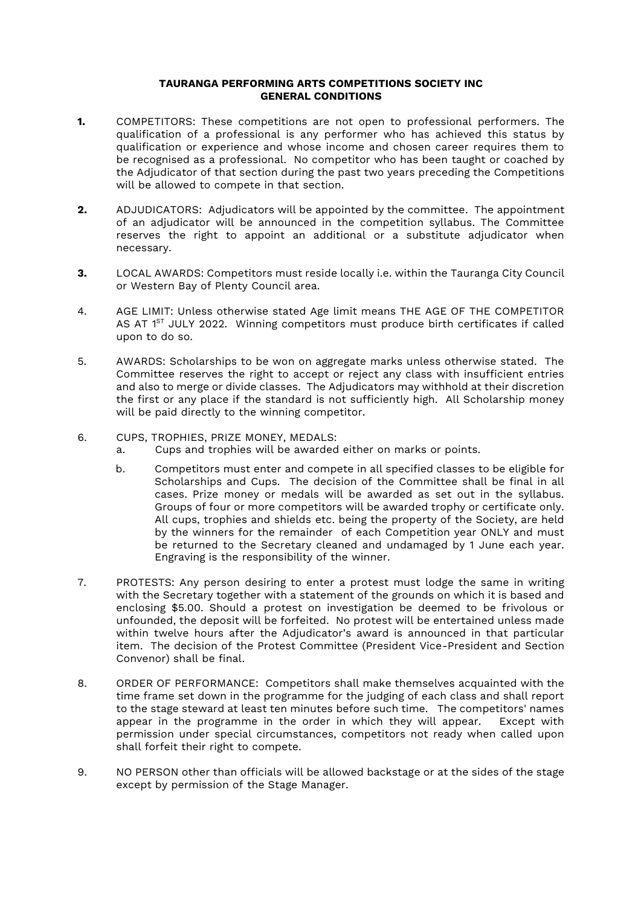**TAURANGA PERFORMING ARTS COMPETITIONS SOCIETY INC**
**GENERAL CONDITIONS**

**1.** COMPETITORS: These competitions are not open to professional performers. The qualification of a professional is any performer who has achieved this status by qualification or experience and whose income and chosen career requires them to be recognised as a professional. No competitor who has been taught or coached by the Adjudicator of that section during the past two years preceding the Competitions will be allowed to compete in that section.

**2.** ADJUDICATORS: Adjudicators will be appointed by the committee. The appointment of an adjudicator will be announced in the competition syllabus. The Committee reserves the right to appoint an additional or a substitute adjudicator when necessary.

**3.** LOCAL AWARDS: Competitors must reside locally i.e. within the Tauranga City Council or Western Bay of Plenty Council area.

4. AGE LIMIT: Unless otherwise stated Age limit means THE AGE OF THE COMPETITOR AS AT 1ST JULY 2022. Winning competitors must produce birth certificates if called upon to do so.

5. AWARDS: Scholarships to be won on aggregate marks unless otherwise stated. The Committee reserves the right to accept or reject any class with insufficient entries and also to merge or divide classes. The Adjudicators may withhold at their discretion the first or any place if the standard is not sufficiently high. All Scholarship money will be paid directly to the winning competitor.

6. CUPS, TROPHIES, PRIZE MONEY, MEDALS:
   a. Cups and trophies will be awarded either on marks or points.
   b. Competitors must enter and compete in all specified classes to be eligible for Scholarships and Cups. The decision of the Committee shall be final in all cases. Prize money or medals will be awarded as set out in the syllabus. Groups of four or more competitors will be awarded trophy or certificate only. All cups, trophies and shields etc. being the property of the Society, are held by the winners for the remainder of each Competition year ONLY and must be returned to the Secretary cleaned and undamaged by 1 June each year. Engraving is the responsibility of the winner.

7. PROTESTS: Any person desiring to enter a protest must lodge the same in writing with the Secretary together with a statement of the grounds on which it is based and enclosing $5.00. Should a protest on investigation be deemed to be frivolous or unfounded, the deposit will be forfeited. No protest will be entertained unless made within twelve hours after the Adjudicator's award is announced in that particular item. The decision of the Protest Committee (President Vice-President and Section Convenor) shall be final.

8. ORDER OF PERFORMANCE: Competitors shall make themselves acquainted with the time frame set down in the programme for the judging of each class and shall report to the stage steward at least ten minutes before such time. The competitors' names appear in the programme in the order in which they will appear. Except with permission under special circumstances, competitors not ready when called upon shall forfeit their right to compete.

9. NO PERSON other than officials will be allowed backstage or at the sides of the stage except by permission of the Stage Manager.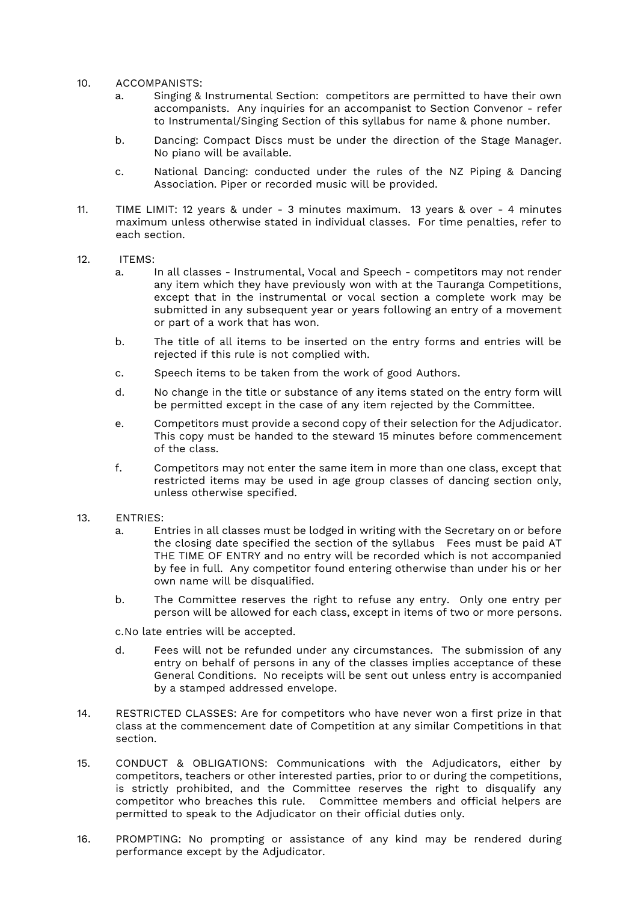10. ACCOMPANISTS:
    a. Singing & Instrumental Section: competitors are permitted to have their own accompanists. Any inquiries for an accompanist to Section Convenor - refer to Instrumental/Singing Section of this syllabus for name & phone number.
    b. Dancing: Compact Discs must be under the direction of the Stage Manager. No piano will be available.
    c. National Dancing: conducted under the rules of the NZ Piping & Dancing Association. Piper or recorded music will be provided.

11. TIME LIMIT: 12 years & under - 3 minutes maximum. 13 years & over - 4 minutes maximum unless otherwise stated in individual classes. For time penalties, refer to each section.

12. ITEMS:
    a. In all classes - Instrumental, Vocal and Speech - competitors may not render any item which they have previously won with at the Tauranga Competitions, except that in the instrumental or vocal section a complete work may be submitted in any subsequent year or years following an entry of a movement or part of a work that has won.
    b. The title of all items to be inserted on the entry forms and entries will be rejected if this rule is not complied with.
    c. Speech items to be taken from the work of good Authors.
    d. No change in the title or substance of any items stated on the entry form will be permitted except in the case of any item rejected by the Committee.
    e. Competitors must provide a second copy of their selection for the Adjudicator. This copy must be handed to the steward 15 minutes before commencement of the class.
    f. Competitors may not enter the same item in more than one class, except that restricted items may be used in age group classes of dancing section only, unless otherwise specified.

13. ENTRIES:
    a. Entries in all classes must be lodged in writing with the Secretary on or before the closing date specified the section of the syllabus Fees must be paid AT THE TIME OF ENTRY and no entry will be recorded which is not accompanied by fee in full. Any competitor found entering otherwise than under his or her own name will be disqualified.
    b. The Committee reserves the right to refuse any entry. Only one entry per person will be allowed for each class, except in items of two or more persons.
    c. No late entries will be accepted.
    d. Fees will not be refunded under any circumstances. The submission of any entry on behalf of persons in any of the classes implies acceptance of these General Conditions. No receipts will be sent out unless entry is accompanied by a stamped addressed envelope.

14. RESTRICTED CLASSES: Are for competitors who have never won a first prize in that class at the commencement date of Competition at any similar Competitions in that section.

15. CONDUCT & OBLIGATIONS: Communications with the Adjudicators, either by competitors, teachers or other interested parties, prior to or during the competitions, is strictly prohibited, and the Committee reserves the right to disqualify any competitor who breaches this rule. Committee members and official helpers are permitted to speak to the Adjudicator on their official duties only.

16. PROMPTING: No prompting or assistance of any kind may be rendered during performance except by the Adjudicator.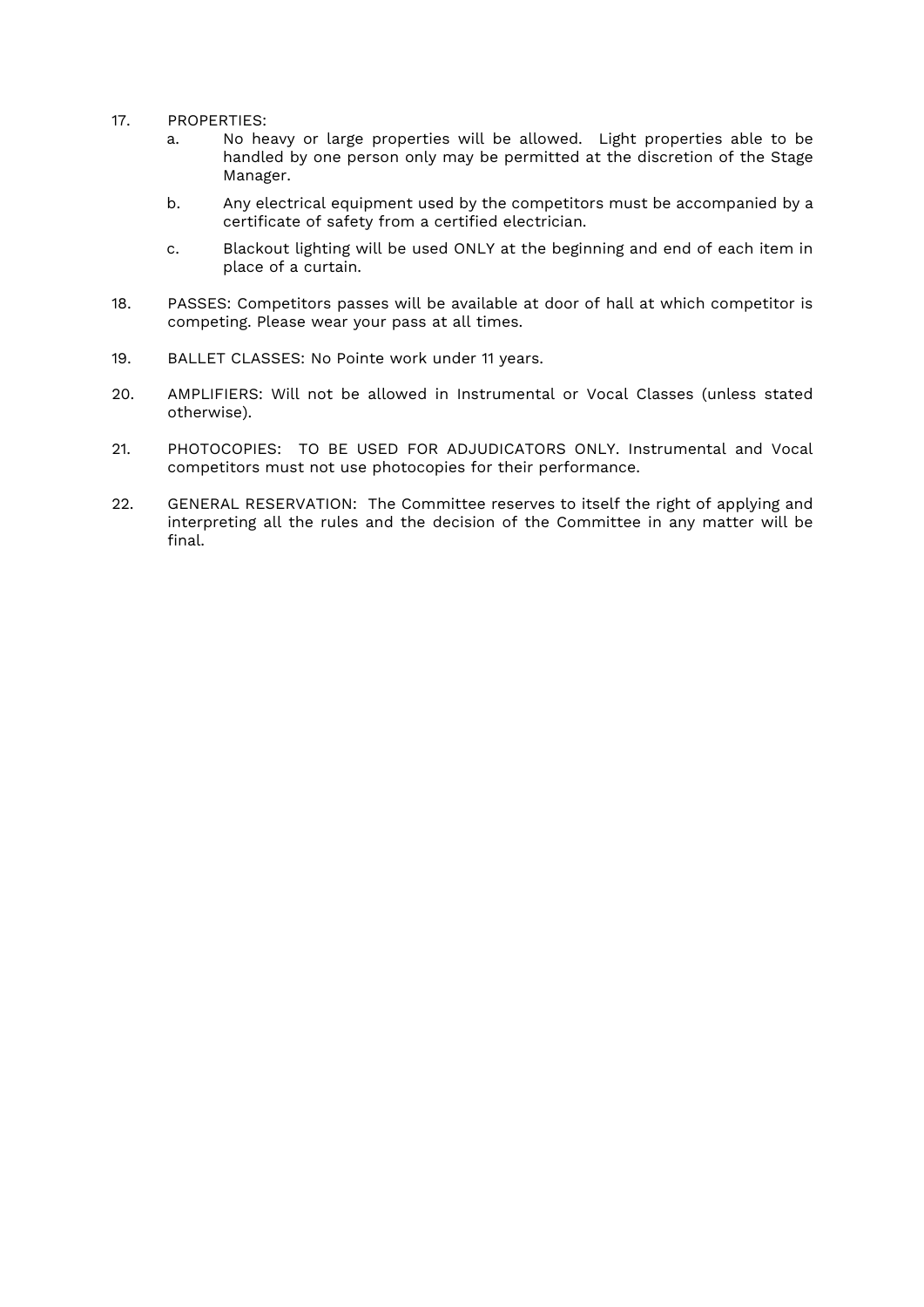17. PROPERTIES:
    a. No heavy or large properties will be allowed. Light properties able to be handled by one person only may be permitted at the discretion of the Stage Manager.
    b. Any electrical equipment used by the competitors must be accompanied by a certificate of safety from a certified electrician.
    c. Blackout lighting will be used ONLY at the beginning and end of each item in place of a curtain.

18. PASSES: Competitors passes will be available at door of hall at which competitor is competing. Please wear your pass at all times.

19. BALLET CLASSES: No Pointe work under 11 years.

20. AMPLIFIERS: Will not be allowed in Instrumental or Vocal Classes (unless stated otherwise).

21. PHOTOCOPIES: TO BE USED FOR ADJUDICATORS ONLY. Instrumental and Vocal competitors must not use photocopies for their performance.

22. GENERAL RESERVATION: The Committee reserves to itself the right of applying and interpreting all the rules and the decision of the Committee in any matter will be final.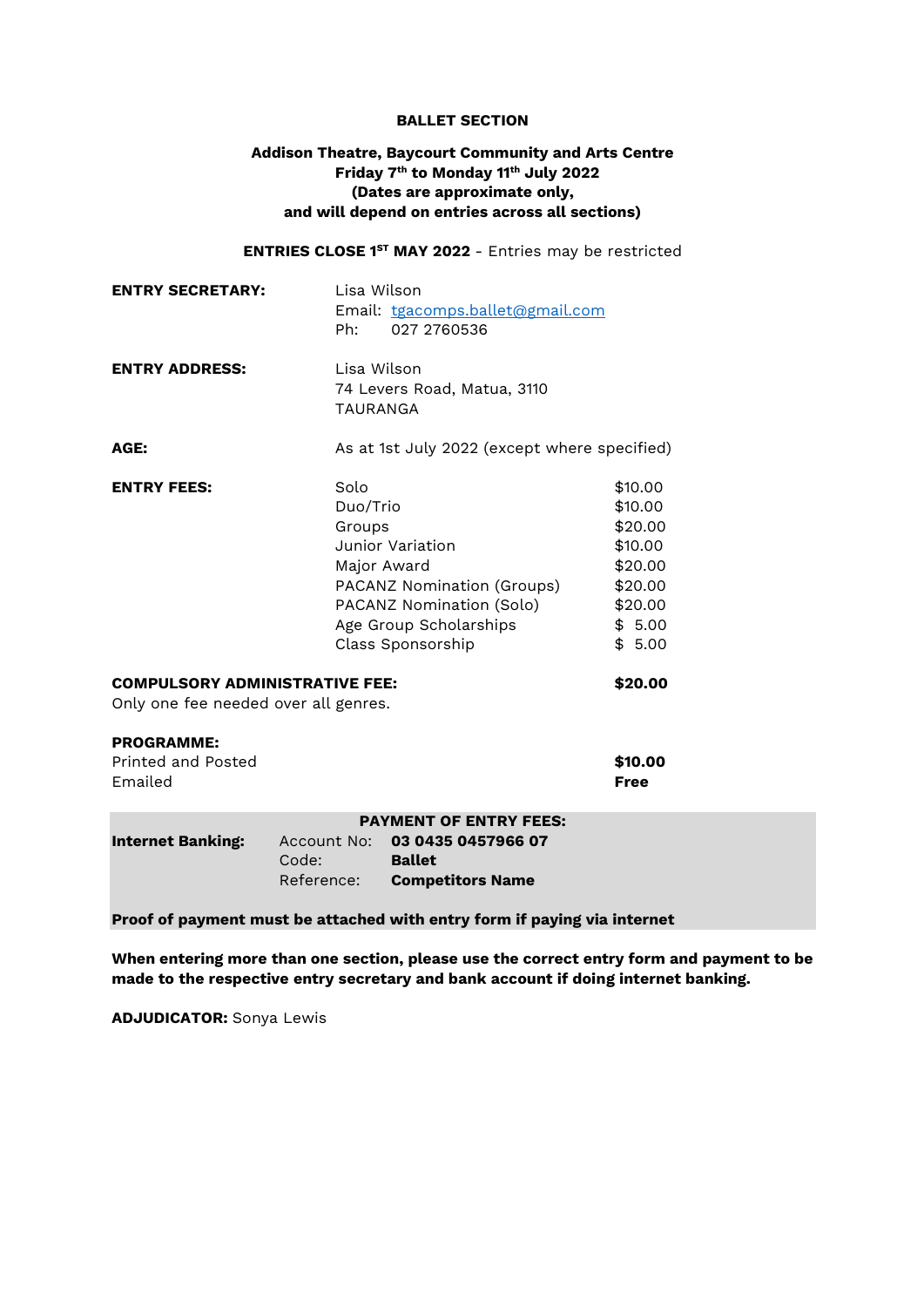# BALLET SECTION

**Addison Theatre, Baycourt Community and Arts Centre**
**Friday 7th to Monday 11th July 2022**
**(Dates are approximate only,**
**and will depend on entries across all sections)**

**ENTRIES CLOSE 1ST MAY 2022** - Entries may be restricted

**ENTRY SECRETARY:** Lisa Wilson
Email: tgacomps.ballet@gmail.com
Ph: 027 2760536

**ENTRY ADDRESS:** Lisa Wilson
74 Levers Road, Matua, 3110
TAURANGA

**AGE:** As at 1st July 2022 (except where specified)

**ENTRY FEES:**

| | |
|---|---|
| Solo | $10.00 |
| Duo/Trio | $10.00 |
| Groups | $20.00 |
| Junior Variation | $10.00 |
| Major Award | $20.00 |
| PACANZ Nomination (Groups) | $20.00 |
| PACANZ Nomination (Solo) | $20.00 |
| Age Group Scholarships | $ 5.00 |
| Class Sponsorship | $ 5.00 |

**COMPULSORY ADMINISTRATIVE FEE:** **$20.00**
Only one fee needed over all genres.

**PROGRAMME:**
Printed and Posted **$10.00**
Emailed **Free**

**PAYMENT OF ENTRY FEES:**

**Internet Banking:**
Account No: **03 0435 0457966 07**
Code: **Ballet**
Reference: **Competitors Name**

**Proof of payment must be attached with entry form if paying via internet**

**When entering more than one section, please use the correct entry form and payment to be made to the respective entry secretary and bank account if doing internet banking.**

**ADJUDICATOR:** Sonya Lewis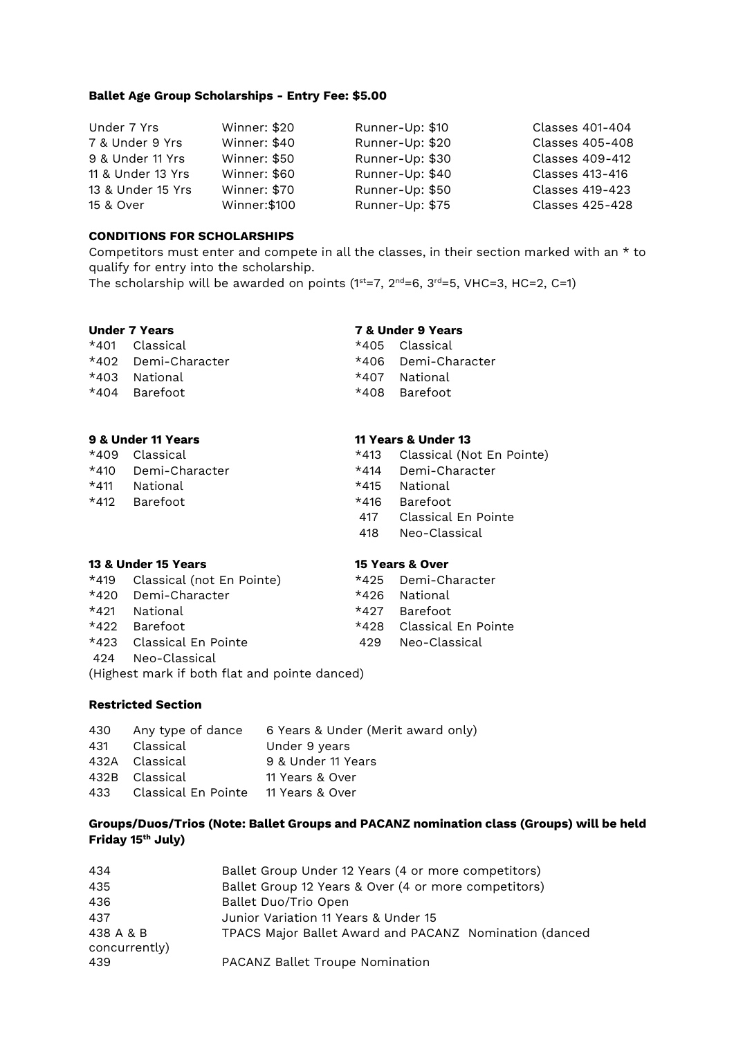**Ballet Age Group Scholarships - Entry Fee: $5.00**

| | | | |
|---|---|---|---|
| Under 7 Yrs | Winner: $20 | Runner-Up: $10 | Classes 401-404 |
| 7 & Under 9 Yrs | Winner: $40 | Runner-Up: $20 | Classes 405-408 |
| 9 & Under 11 Yrs | Winner: $50 | Runner-Up: $30 | Classes 409-412 |
| 11 & Under 13 Yrs | Winner: $60 | Runner-Up: $40 | Classes 413-416 |
| 13 & Under 15 Yrs | Winner: $70 | Runner-Up: $50 | Classes 419-423 |
| 15 & Over | Winner:$100 | Runner-Up: $75 | Classes 425-428 |

**CONDITIONS FOR SCHOLARSHIPS**

Competitors must enter and compete in all the classes, in their section marked with an * to qualify for entry into the scholarship.
The scholarship will be awarded on points (1st=7, 2nd=6, 3rd=5, VHC=3, HC=2, C=1)

**Under 7 Years**

*401 Classical
*402 Demi-Character
*403 National
*404 Barefoot

**7 & Under 9 Years**

*405 Classical
*406 Demi-Character
*407 National
*408 Barefoot

**9 & Under 11 Years**

*409 Classical
*410 Demi-Character
*411 National
*412 Barefoot

**11 Years & Under 13**

*413 Classical (Not En Pointe)
*414 Demi-Character
*415 National
*416 Barefoot
417 Classical En Pointe
418 Neo-Classical

**13 & Under 15 Years**

*419 Classical (not En Pointe)
*420 Demi-Character
*421 National
*422 Barefoot
*423 Classical En Pointe
424 Neo-Classical
(Highest mark if both flat and pointe danced)

**15 Years & Over**

*425 Demi-Character
*426 National
*427 Barefoot
*428 Classical En Pointe
429 Neo-Classical

**Restricted Section**

| | | |
|---|---|---|
| 430 | Any type of dance | 6 Years & Under (Merit award only) |
| 431 | Classical | Under 9 years |
| 432A | Classical | 9 & Under 11 Years |
| 432B | Classical | 11 Years & Over |
| 433 | Classical En Pointe | 11 Years & Over |

**Groups/Duos/Trios (Note: Ballet Groups and PACANZ nomination class (Groups) will be held Friday 15th July)**

| | |
|---|---|
| 434 | Ballet Group Under 12 Years (4 or more competitors) |
| 435 | Ballet Group 12 Years & Over (4 or more competitors) |
| 436 | Ballet Duo/Trio Open |
| 437 | Junior Variation 11 Years & Under 15 |
| 438 A & B | TPACS Major Ballet Award and PACANZ Nomination (danced concurrently) |
| 439 | PACANZ Ballet Troupe Nomination |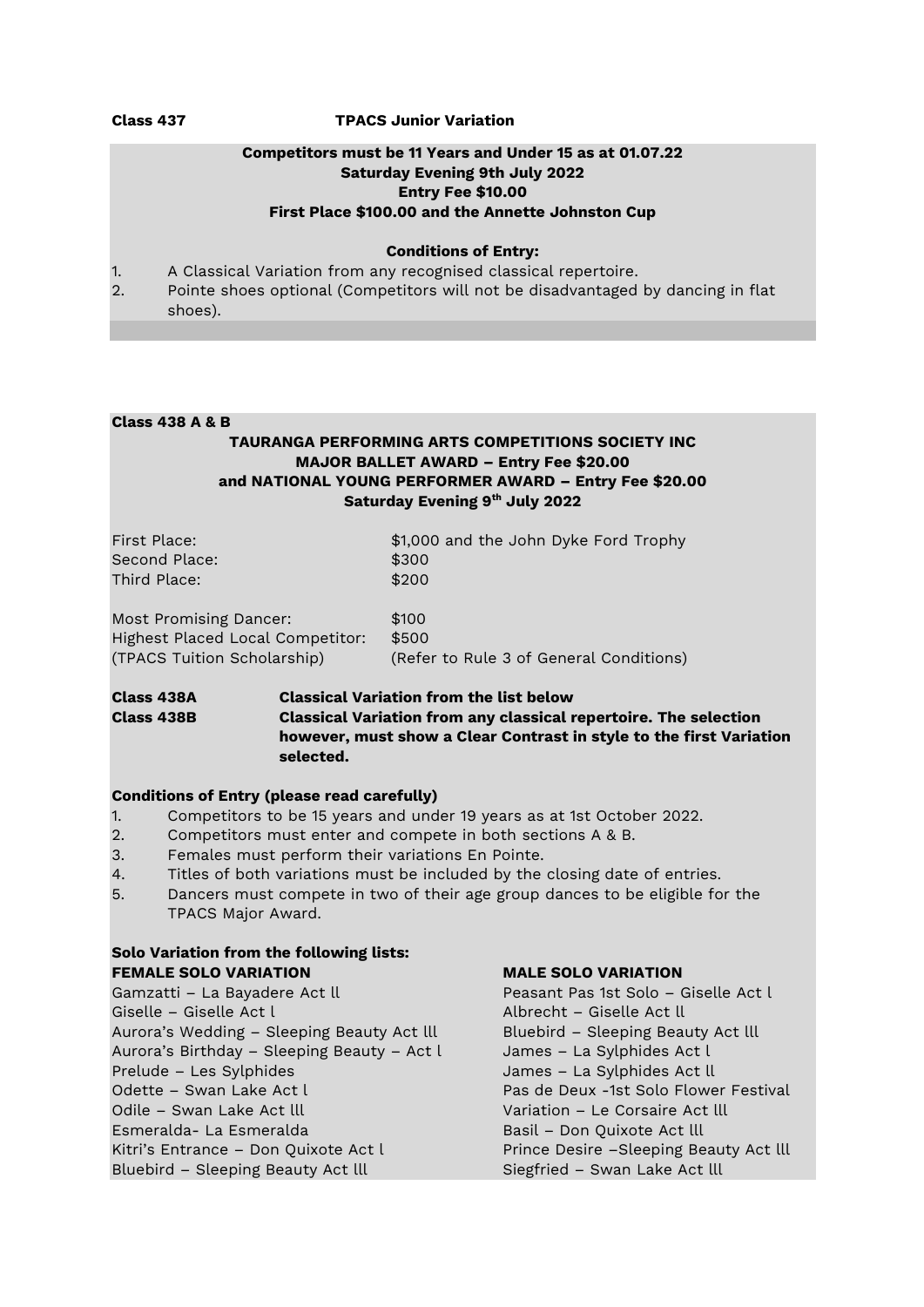**Class 437** **TPACS Junior Variation**

**Competitors must be 11 Years and Under 15 as at 01.07.22**
**Saturday Evening 9th July 2022**
**Entry Fee $10.00**
**First Place $100.00 and the Annette Johnston Cup**

**Conditions of Entry:**

1. A Classical Variation from any recognised classical repertoire.
2. Pointe shoes optional (Competitors will not be disadvantaged by dancing in flat shoes).

**Class 438 A & B**

**TAURANGA PERFORMING ARTS COMPETITIONS SOCIETY INC**
**MAJOR BALLET AWARD – Entry Fee $20.00**
**and NATIONAL YOUNG PERFORMER AWARD – Entry Fee $20.00**
**Saturday Evening 9th July 2022**

| | |
|---|---|
| First Place: | $1,000 and the John Dyke Ford Trophy |
| Second Place: | $300 |
| Third Place: | $200 |
| | |
| Most Promising Dancer: | $100 |
| Highest Placed Local Competitor: | $500 |
| (TPACS Tuition Scholarship) | (Refer to Rule 3 of General Conditions) |

**Class 438A** **Classical Variation from the list below**

**Class 438B** **Classical Variation from any classical repertoire. The selection however, must show a Clear Contrast in style to the first Variation selected.**

**Conditions of Entry (please read carefully)**

1. Competitors to be 15 years and under 19 years as at 1st October 2022.
2. Competitors must enter and compete in both sections A & B.
3. Females must perform their variations En Pointe.
4. Titles of both variations must be included by the closing date of entries.
5. Dancers must compete in two of their age group dances to be eligible for the TPACS Major Award.

**Solo Variation from the following lists:**

| **FEMALE SOLO VARIATION** | **MALE SOLO VARIATION** |
|---|---|
| Gamzatti – La Bayadere Act ll | Peasant Pas 1st Solo – Giselle Act l |
| Giselle – Giselle Act l | Albrecht – Giselle Act ll |
| Aurora's Wedding – Sleeping Beauty Act lll | Bluebird – Sleeping Beauty Act lll |
| Aurora's Birthday – Sleeping Beauty – Act l | James – La Sylphides Act l |
| Prelude – Les Sylphides | James – La Sylphides Act ll |
| Odette – Swan Lake Act l | Pas de Deux -1st Solo Flower Festival |
| Odile – Swan Lake Act lll | Variation – Le Corsaire Act lll |
| Esmeralda- La Esmeralda | Basil – Don Quixote Act lll |
| Kitri's Entrance – Don Quixote Act l | Prince Desire –Sleeping Beauty Act lll |
| Bluebird – Sleeping Beauty Act lll | Siegfried – Swan Lake Act lll |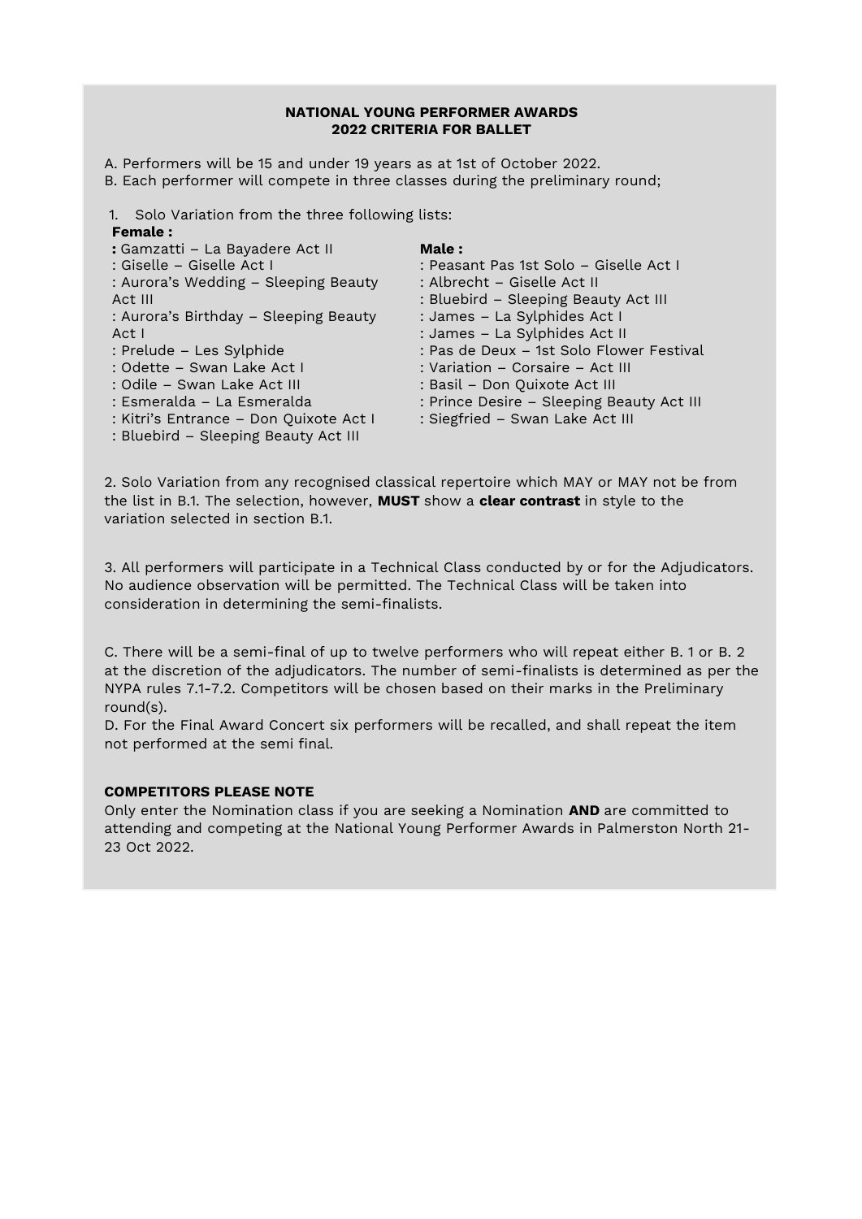**NATIONAL YOUNG PERFORMER AWARDS**
**2022 CRITERIA FOR BALLET**

A. Performers will be 15 and under 19 years as at 1st of October 2022.
B. Each performer will compete in three classes during the preliminary round;

1. Solo Variation from the three following lists:

**Female :**

**:** Gamzatti – La Bayadere Act II
: Giselle – Giselle Act I
: Aurora's Wedding – Sleeping Beauty Act III
: Aurora's Birthday – Sleeping Beauty Act I
: Prelude – Les Sylphide
: Odette – Swan Lake Act I
: Odile – Swan Lake Act III
: Esmeralda – La Esmeralda
: Kitri's Entrance – Don Quixote Act I
: Bluebird – Sleeping Beauty Act III

**Male :**

: Peasant Pas 1st Solo – Giselle Act I
: Albrecht – Giselle Act II
: Bluebird – Sleeping Beauty Act III
: James – La Sylphides Act I
: James – La Sylphides Act II
: Pas de Deux – 1st Solo Flower Festival
: Variation – Corsaire – Act III
: Basil – Don Quixote Act III
: Prince Desire – Sleeping Beauty Act III
: Siegfried – Swan Lake Act III

2. Solo Variation from any recognised classical repertoire which MAY or MAY not be from the list in B.1. The selection, however, **MUST** show a **clear contrast** in style to the variation selected in section B.1.

3. All performers will participate in a Technical Class conducted by or for the Adjudicators. No audience observation will be permitted. The Technical Class will be taken into consideration in determining the semi-finalists.

C. There will be a semi-final of up to twelve performers who will repeat either B. 1 or B. 2 at the discretion of the adjudicators. The number of semi-finalists is determined as per the NYPA rules 7.1-7.2. Competitors will be chosen based on their marks in the Preliminary round(s).
D. For the Final Award Concert six performers will be recalled, and shall repeat the item not performed at the semi final.

**COMPETITORS PLEASE NOTE**

Only enter the Nomination class if you are seeking a Nomination **AND** are committed to attending and competing at the National Young Performer Awards in Palmerston North 21-23 Oct 2022.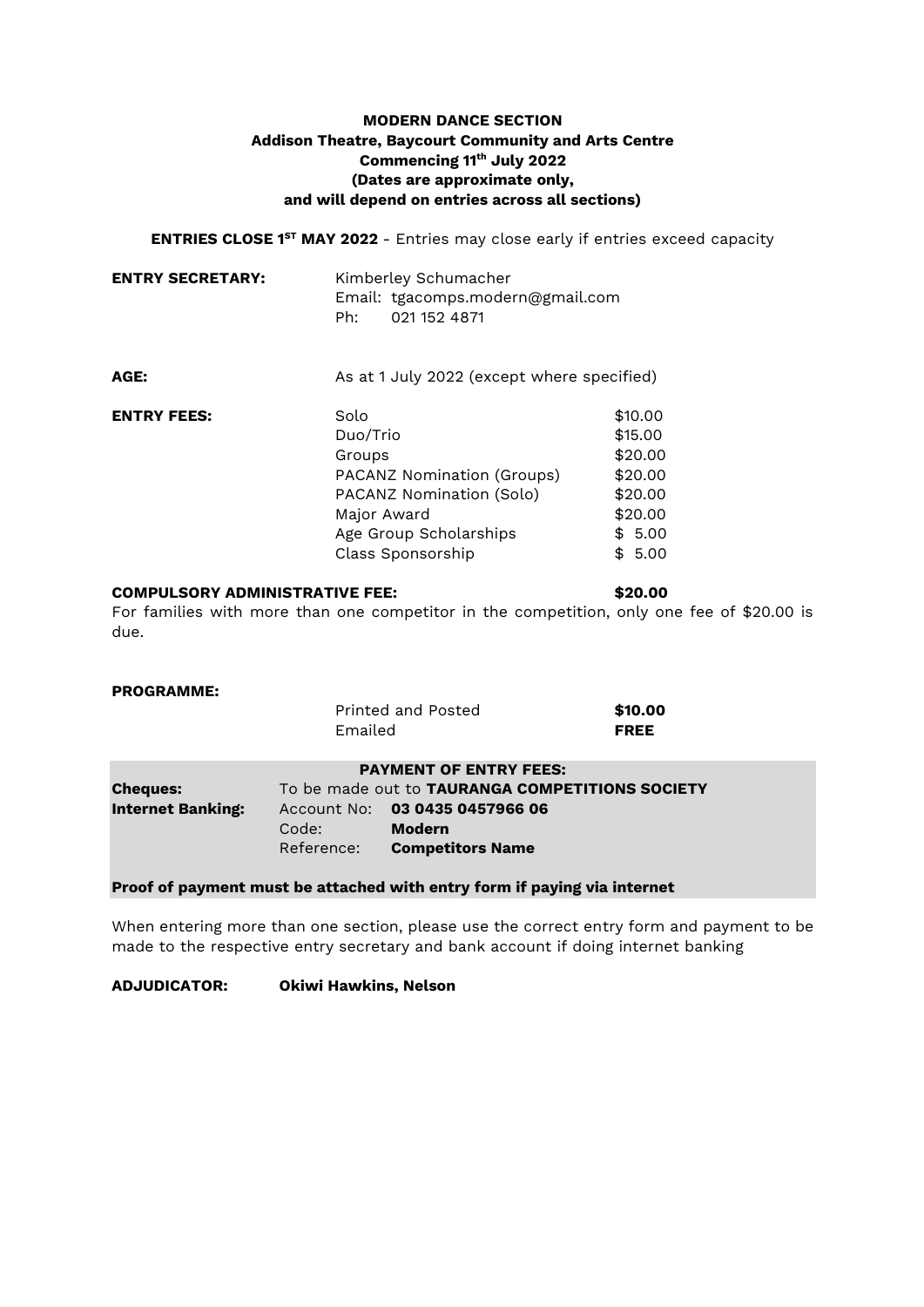**MODERN DANCE SECTION**
**Addison Theatre, Baycourt Community and Arts Centre**
**Commencing 11th July 2022**
**(Dates are approximate only,**
**and will depend on entries across all sections)**

**ENTRIES CLOSE 1ST MAY 2022** - Entries may close early if entries exceed capacity

**ENTRY SECRETARY:** Kimberley Schumacher
Email: tgacomps.modern@gmail.com
Ph: 021 152 4871

**AGE:** As at 1 July 2022 (except where specified)

**ENTRY FEES:**

| | |
|---|---|
| Solo | $10.00 |
| Duo/Trio | $15.00 |
| Groups | $20.00 |
| PACANZ Nomination (Groups) | $20.00 |
| PACANZ Nomination (Solo) | $20.00 |
| Major Award | $20.00 |
| Age Group Scholarships | $ 5.00 |
| Class Sponsorship | $ 5.00 |

**COMPULSORY ADMINISTRATIVE FEE: $20.00**

For families with more than one competitor in the competition, only one fee of $20.00 is due.

**PROGRAMME:**

| | |
|---|---|
| Printed and Posted | **$10.00** |
| Emailed | **FREE** |

**PAYMENT OF ENTRY FEES:**

**Cheques:** To be made out to **TAURANGA COMPETITIONS SOCIETY**

**Internet Banking:**
Account No: **03 0435 0457966 06**
Code: **Modern**
Reference: **Competitors Name**

**Proof of payment must be attached with entry form if paying via internet**

When entering more than one section, please use the correct entry form and payment to be made to the respective entry secretary and bank account if doing internet banking

**ADJUDICATOR: Okiwi Hawkins, Nelson**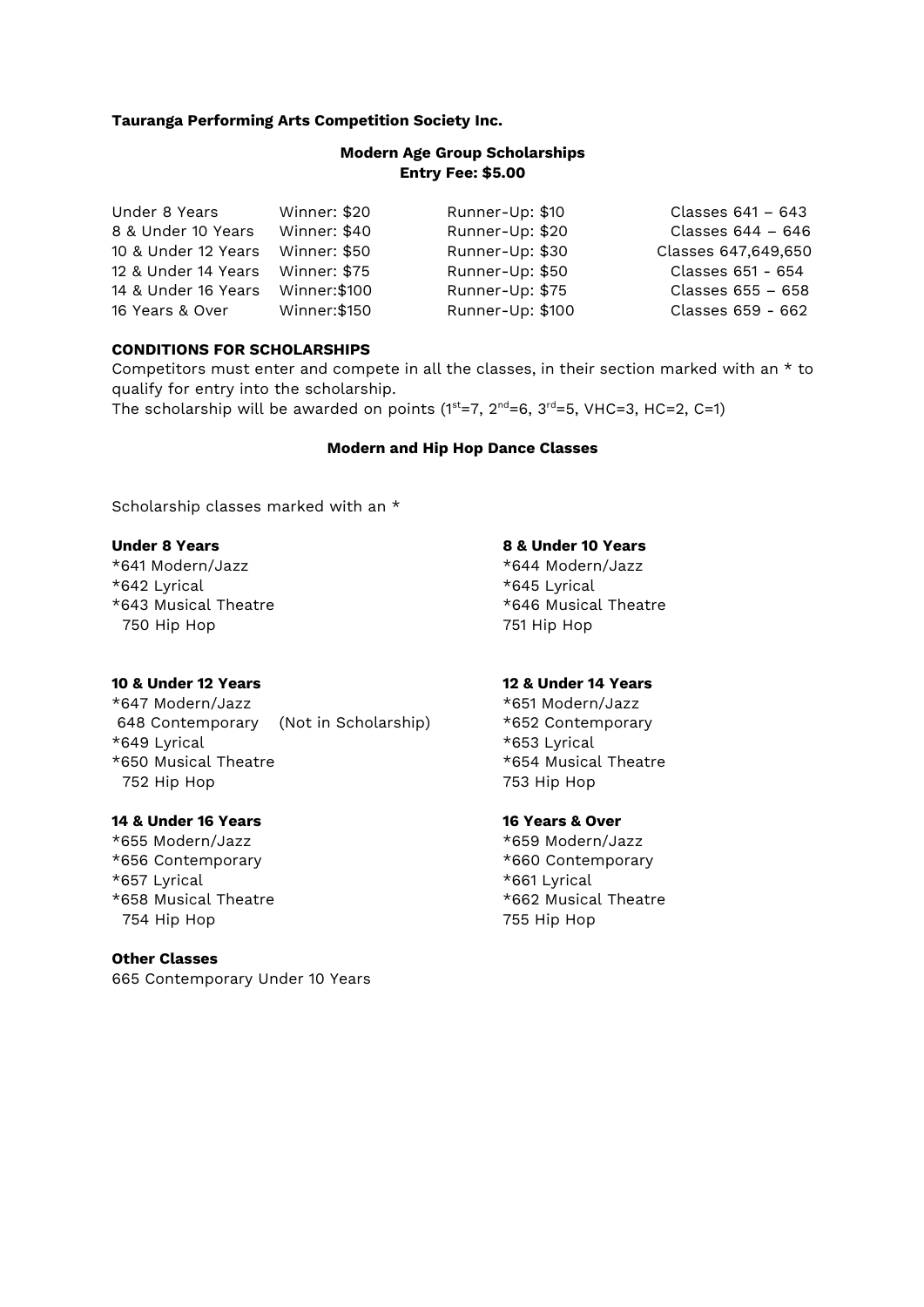**Tauranga Performing Arts Competition Society Inc.**

**Modern Age Group Scholarships**
**Entry Fee: $5.00**

| | | | |
|---|---|---|---|
| Under 8 Years | Winner: $20 | Runner-Up: $10 | Classes 641 – 643 |
| 8 & Under 10 Years | Winner: $40 | Runner-Up: $20 | Classes 644 – 646 |
| 10 & Under 12 Years | Winner: $50 | Runner-Up: $30 | Classes 647,649,650 |
| 12 & Under 14 Years | Winner: $75 | Runner-Up: $50 | Classes 651 - 654 |
| 14 & Under 16 Years | Winner:$100 | Runner-Up: $75 | Classes 655 – 658 |
| 16 Years & Over | Winner:$150 | Runner-Up: $100 | Classes 659 - 662 |

**CONDITIONS FOR SCHOLARSHIPS**

Competitors must enter and compete in all the classes, in their section marked with an * to qualify for entry into the scholarship.
The scholarship will be awarded on points (1st=7, 2nd=6, 3rd=5, VHC=3, HC=2, C=1)

**Modern and Hip Hop Dance Classes**

Scholarship classes marked with an *

**Under 8 Years**
*641 Modern/Jazz
*642 Lyrical
*643 Musical Theatre
750 Hip Hop

**8 & Under 10 Years**
*644 Modern/Jazz
*645 Lyrical
*646 Musical Theatre
751 Hip Hop

**10 & Under 12 Years**
*647 Modern/Jazz
648 Contemporary (Not in Scholarship)
*649 Lyrical
*650 Musical Theatre
752 Hip Hop

**12 & Under 14 Years**
*651 Modern/Jazz
*652 Contemporary
*653 Lyrical
*654 Musical Theatre
753 Hip Hop

**14 & Under 16 Years**
*655 Modern/Jazz
*656 Contemporary
*657 Lyrical
*658 Musical Theatre
754 Hip Hop

**16 Years & Over**
*659 Modern/Jazz
*660 Contemporary
*661 Lyrical
*662 Musical Theatre
755 Hip Hop

**Other Classes**
665 Contemporary Under 10 Years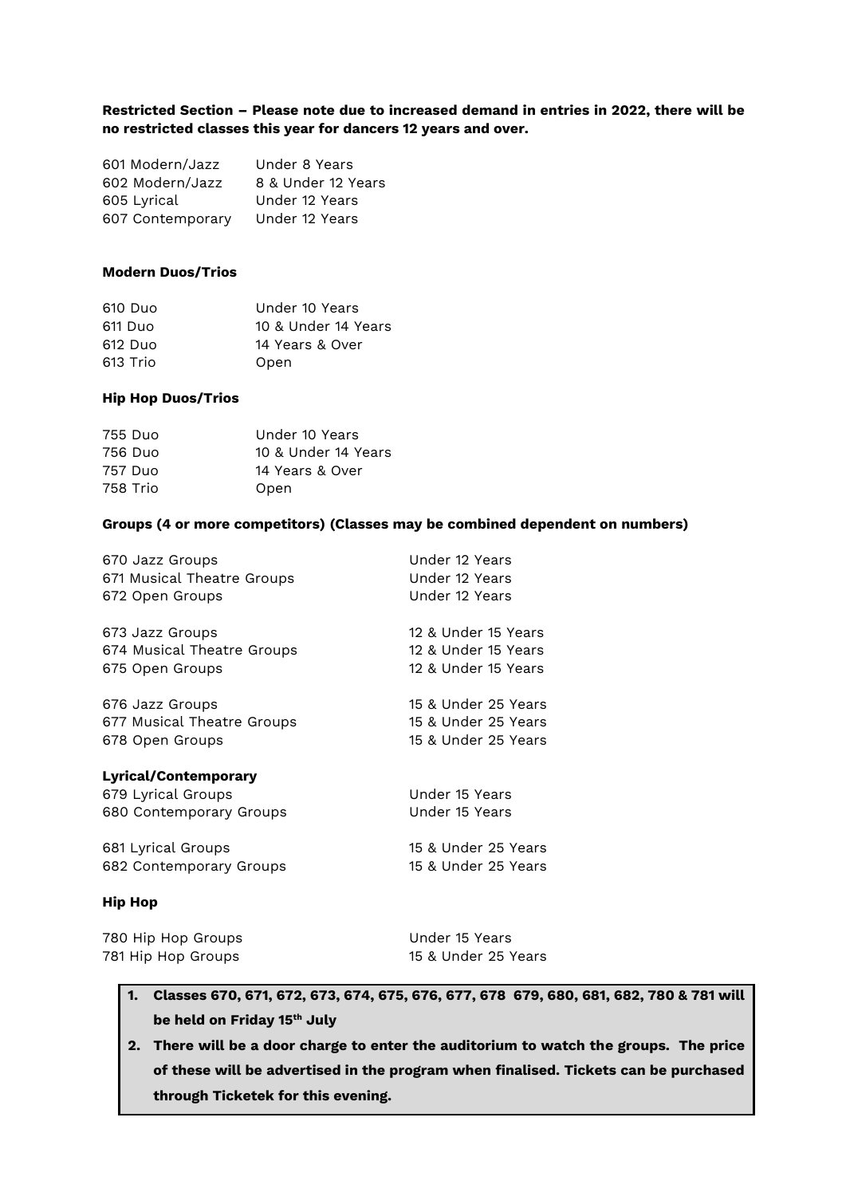**Restricted Section – Please note due to increased demand in entries in 2022, there will be no restricted classes this year for dancers 12 years and over.**

| | |
|---|---|
| 601 Modern/Jazz | Under 8 Years |
| 602 Modern/Jazz | 8 & Under 12 Years |
| 605 Lyrical | Under 12 Years |
| 607 Contemporary | Under 12 Years |

**Modern Duos/Trios**

| | |
|---|---|
| 610 Duo | Under 10 Years |
| 611 Duo | 10 & Under 14 Years |
| 612 Duo | 14 Years & Over |
| 613 Trio | Open |

**Hip Hop Duos/Trios**

| | |
|---|---|
| 755 Duo | Under 10 Years |
| 756 Duo | 10 & Under 14 Years |
| 757 Duo | 14 Years & Over |
| 758 Trio | Open |

**Groups (4 or more competitors) (Classes may be combined dependent on numbers)**

| | |
|---|---|
| 670 Jazz Groups | Under 12 Years |
| 671 Musical Theatre Groups | Under 12 Years |
| 672 Open Groups | Under 12 Years |
| 673 Jazz Groups | 12 & Under 15 Years |
| 674 Musical Theatre Groups | 12 & Under 15 Years |
| 675 Open Groups | 12 & Under 15 Years |
| 676 Jazz Groups | 15 & Under 25 Years |
| 677 Musical Theatre Groups | 15 & Under 25 Years |
| 678 Open Groups | 15 & Under 25 Years |

**Lyrical/Contemporary**

| | |
|---|---|
| 679 Lyrical Groups | Under 15 Years |
| 680 Contemporary Groups | Under 15 Years |
| 681 Lyrical Groups | 15 & Under 25 Years |
| 682 Contemporary Groups | 15 & Under 25 Years |

**Hip Hop**

| | |
|---|---|
| 780 Hip Hop Groups | Under 15 Years |
| 781 Hip Hop Groups | 15 & Under 25 Years |

1. **Classes 670, 671, 672, 673, 674, 675, 676, 677, 678 679, 680, 681, 682, 780 & 781 will be held on Friday 15th July**
2. **There will be a door charge to enter the auditorium to watch the groups. The price of these will be advertised in the program when finalised. Tickets can be purchased through Ticketek for this evening.**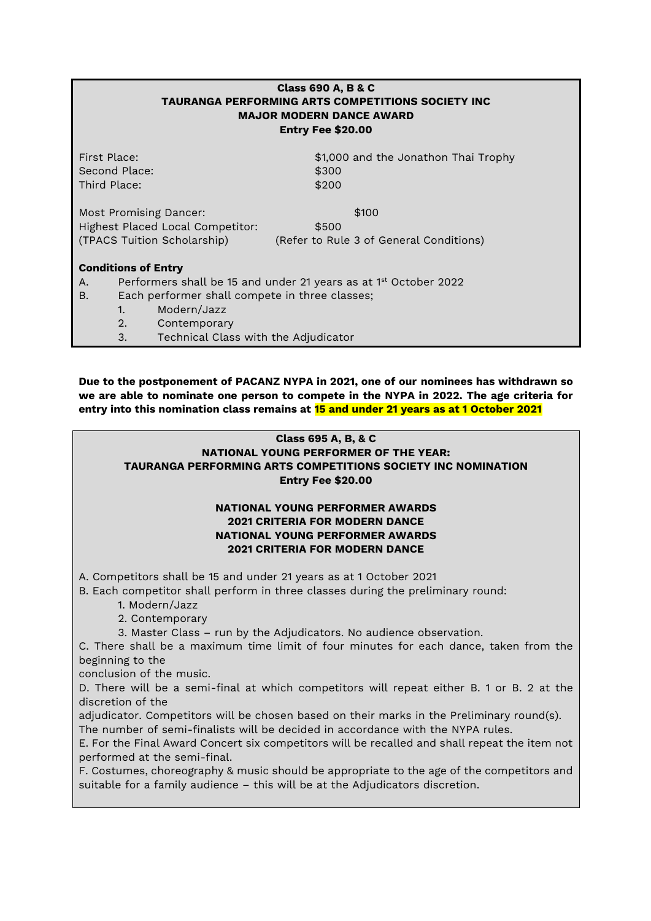**Class 690 A, B & C**
**TAURANGA PERFORMING ARTS COMPETITIONS SOCIETY INC**
**MAJOR MODERN DANCE AWARD**
**Entry Fee $20.00**

| | |
|---|---|
| First Place: | $1,000 and the Jonathon Thai Trophy |
| Second Place: | $300 |
| Third Place: | $200 |
| Most Promising Dancer: | $100 |
| Highest Placed Local Competitor: (TPACS Tuition Scholarship) | $500 (Refer to Rule 3 of General Conditions) |

**Conditions of Entry**

A. Performers shall be 15 and under 21 years as at 1st October 2022

B. Each performer shall compete in three classes;
   1. Modern/Jazz
   2. Contemporary
   3. Technical Class with the Adjudicator

**Due to the postponement of PACANZ NYPA in 2021, one of our nominees has withdrawn so we are able to nominate one person to compete in the NYPA in 2022. The age criteria for entry into this nomination class remains at 15 and under 21 years as at 1 October 2021**

**Class 695 A, B, & C**
**NATIONAL YOUNG PERFORMER OF THE YEAR:**
**TAURANGA PERFORMING ARTS COMPETITIONS SOCIETY INC NOMINATION**
**Entry Fee $20.00**

**NATIONAL YOUNG PERFORMER AWARDS**
**2021 CRITERIA FOR MODERN DANCE**
**NATIONAL YOUNG PERFORMER AWARDS**
**2021 CRITERIA FOR MODERN DANCE**

A. Competitors shall be 15 and under 21 years as at 1 October 2021

B. Each competitor shall perform in three classes during the preliminary round:
   1. Modern/Jazz
   2. Contemporary
   3. Master Class – run by the Adjudicators. No audience observation.

C. There shall be a maximum time limit of four minutes for each dance, taken from the beginning to the conclusion of the music.

D. There will be a semi-final at which competitors will repeat either B. 1 or B. 2 at the discretion of the adjudicator. Competitors will be chosen based on their marks in the Preliminary round(s). The number of semi-finalists will be decided in accordance with the NYPA rules.

E. For the Final Award Concert six competitors will be recalled and shall repeat the item not performed at the semi-final.

F. Costumes, choreography & music should be appropriate to the age of the competitors and suitable for a family audience – this will be at the Adjudicators discretion.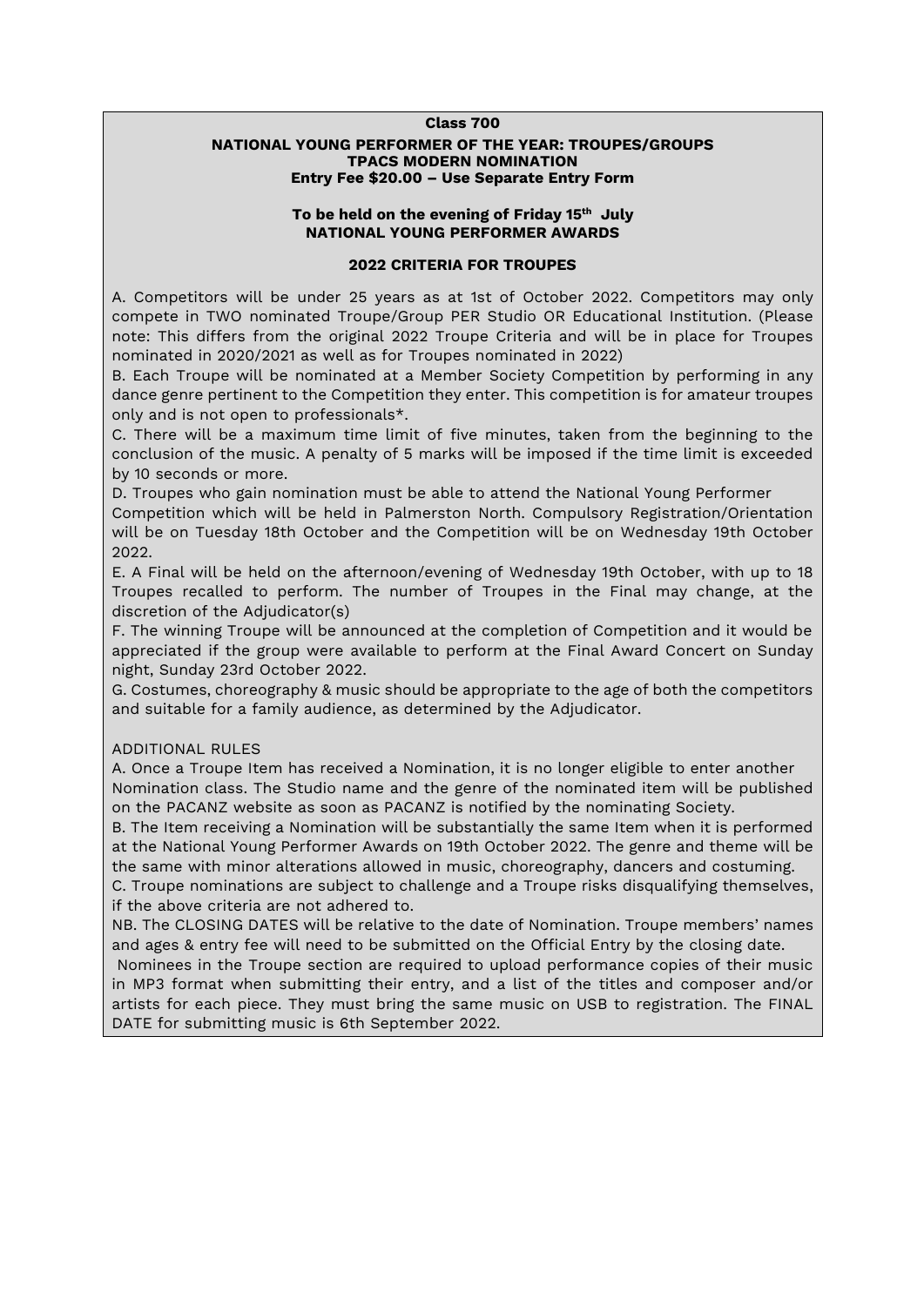**Class 700**

**NATIONAL YOUNG PERFORMER OF THE YEAR: TROUPES/GROUPS**
**TPACS MODERN NOMINATION**
**Entry Fee $20.00 – Use Separate Entry Form**

**To be held on the evening of Friday 15th July**
**NATIONAL YOUNG PERFORMER AWARDS**

**2022 CRITERIA FOR TROUPES**

A. Competitors will be under 25 years as at 1st of October 2022. Competitors may only compete in TWO nominated Troupe/Group PER Studio OR Educational Institution. (Please note: This differs from the original 2022 Troupe Criteria and will be in place for Troupes nominated in 2020/2021 as well as for Troupes nominated in 2022)

B. Each Troupe will be nominated at a Member Society Competition by performing in any dance genre pertinent to the Competition they enter. This competition is for amateur troupes only and is not open to professionals*.

C. There will be a maximum time limit of five minutes, taken from the beginning to the conclusion of the music. A penalty of 5 marks will be imposed if the time limit is exceeded by 10 seconds or more.

D. Troupes who gain nomination must be able to attend the National Young Performer Competition which will be held in Palmerston North. Compulsory Registration/Orientation will be on Tuesday 18th October and the Competition will be on Wednesday 19th October 2022.

E. A Final will be held on the afternoon/evening of Wednesday 19th October, with up to 18 Troupes recalled to perform. The number of Troupes in the Final may change, at the discretion of the Adjudicator(s)

F. The winning Troupe will be announced at the completion of Competition and it would be appreciated if the group were available to perform at the Final Award Concert on Sunday night, Sunday 23rd October 2022.

G. Costumes, choreography & music should be appropriate to the age of both the competitors and suitable for a family audience, as determined by the Adjudicator.

ADDITIONAL RULES

A. Once a Troupe Item has received a Nomination, it is no longer eligible to enter another Nomination class. The Studio name and the genre of the nominated item will be published on the PACANZ website as soon as PACANZ is notified by the nominating Society.

B. The Item receiving a Nomination will be substantially the same Item when it is performed at the National Young Performer Awards on 19th October 2022. The genre and theme will be the same with minor alterations allowed in music, choreography, dancers and costuming.

C. Troupe nominations are subject to challenge and a Troupe risks disqualifying themselves, if the above criteria are not adhered to.

NB. The CLOSING DATES will be relative to the date of Nomination. Troupe members' names and ages & entry fee will need to be submitted on the Official Entry by the closing date.

Nominees in the Troupe section are required to upload performance copies of their music in MP3 format when submitting their entry, and a list of the titles and composer and/or artists for each piece. They must bring the same music on USB to registration. The FINAL DATE for submitting music is 6th September 2022.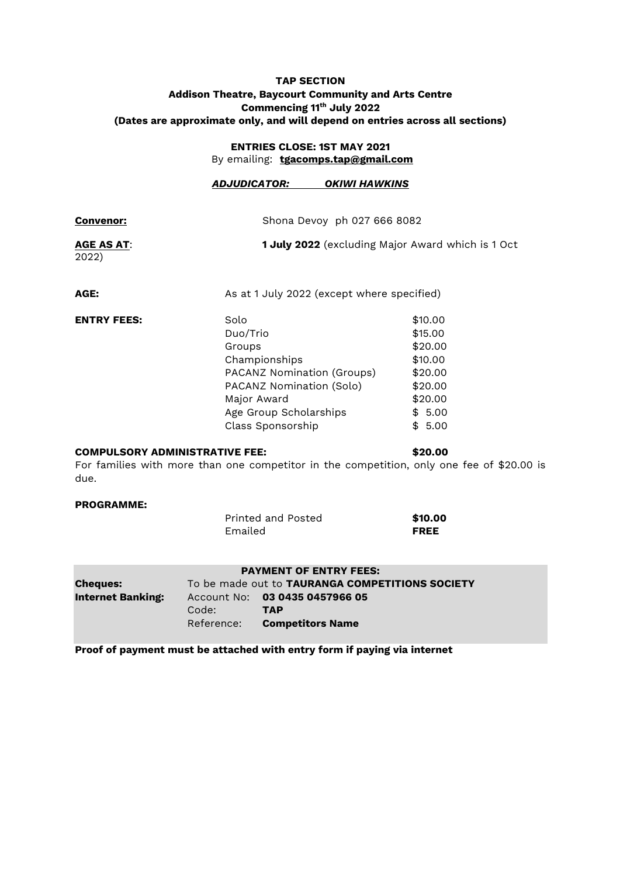**TAP SECTION**
**Addison Theatre, Baycourt Community and Arts Centre**
**Commencing 11th July 2022**
**(Dates are approximate only, and will depend on entries across all sections)**

**ENTRIES CLOSE: 1ST MAY 2021**
By emailing: **tgacomps.tap@gmail.com**

***ADJUDICATOR: OKIWI HAWKINS***

**Convenor:** Shona Devoy ph 027 666 8082

**AGE AS AT**: **1 July 2022** (excluding Major Award which is 1 Oct 2022)

**AGE:** As at 1 July 2022 (except where specified)

**ENTRY FEES:**

| | |
|---|---|
| Solo | $10.00 |
| Duo/Trio | $15.00 |
| Groups | $20.00 |
| Championships | $10.00 |
| PACANZ Nomination (Groups) | $20.00 |
| PACANZ Nomination (Solo) | $20.00 |
| Major Award | $20.00 |
| Age Group Scholarships | $ 5.00 |
| Class Sponsorship | $ 5.00 |

**COMPULSORY ADMINISTRATIVE FEE: $20.00**
For families with more than one competitor in the competition, only one fee of $20.00 is due.

**PROGRAMME:**

| | |
|---|---|
| Printed and Posted | **$10.00** |
| Emailed | **FREE** |

**PAYMENT OF ENTRY FEES:**

**Cheques:** To be made out to **TAURANGA COMPETITIONS SOCIETY**

**Internet Banking:**
Account No: **03 0435 0457966 05**
Code: **TAP**
Reference: **Competitors Name**

**Proof of payment must be attached with entry form if paying via internet**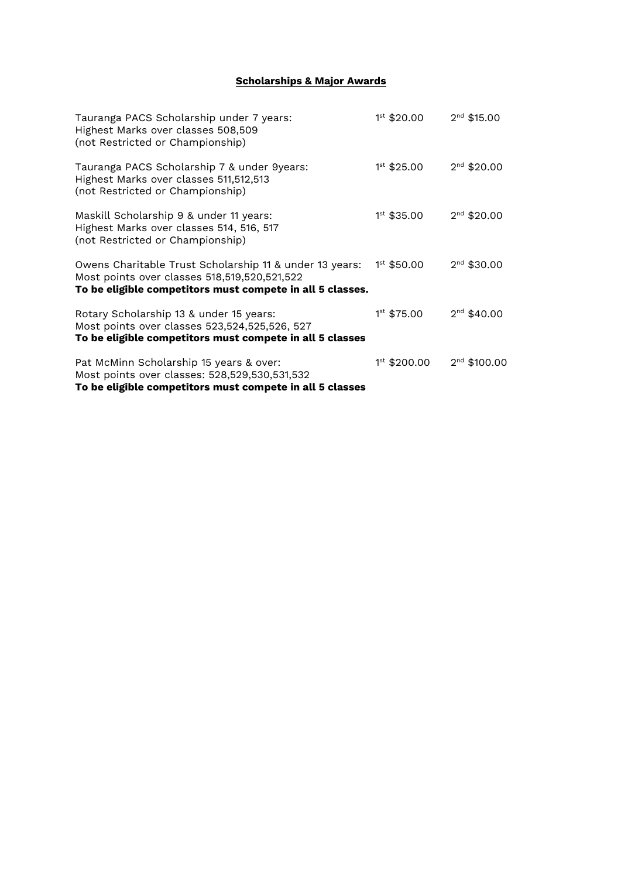**Scholarships & Major Awards**

| | | |
|---|---|---|
| Tauranga PACS Scholarship under 7 years:<br>Highest Marks over classes 508,509<br>(not Restricted or Championship) | 1st $20.00 | 2nd $15.00 |
| Tauranga PACS Scholarship 7 & under 9years:<br>Highest Marks over classes 511,512,513<br>(not Restricted or Championship) | 1st $25.00 | 2nd $20.00 |
| Maskill Scholarship 9 & under 11 years:<br>Highest Marks over classes 514, 516, 517<br>(not Restricted or Championship) | 1st $35.00 | 2nd $20.00 |
| Owens Charitable Trust Scholarship 11 & under 13 years:<br>Most points over classes 518,519,520,521,522<br>**To be eligible competitors must compete in all 5 classes.** | 1st $50.00 | 2nd $30.00 |
| Rotary Scholarship 13 & under 15 years:<br>Most points over classes 523,524,525,526, 527<br>**To be eligible competitors must compete in all 5 classes** | 1st $75.00 | 2nd $40.00 |
| Pat McMinn Scholarship 15 years & over:<br>Most points over classes: 528,529,530,531,532<br>**To be eligible competitors must compete in all 5 classes** | 1st $200.00 | 2nd $100.00 |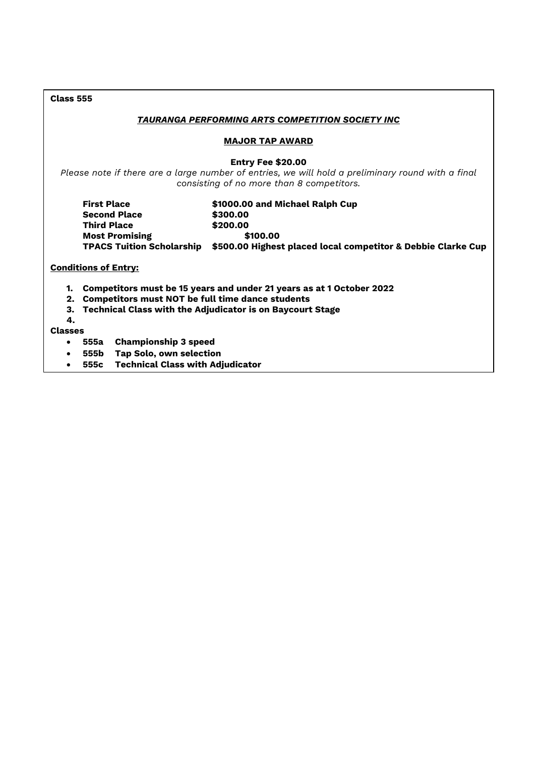**Class 555**

***TAURANGA PERFORMING ARTS COMPETITION SOCIETY INC***

**MAJOR TAP AWARD**

**Entry Fee $20.00**

*Please note if there are a large number of entries, we will hold a preliminary round with a final consisting of no more than 8 competitors.*

| | |
|---|---|
| **First Place** | **$1000.00 and Michael Ralph Cup** |
| **Second Place** | **$300.00** |
| **Third Place** | **$200.00** |
| **Most Promising** | **$100.00** |
| **TPACS Tuition Scholarship** | **$500.00 Highest placed local competitor & Debbie Clarke Cup** |

**Conditions of Entry:**

1. **Competitors must be 15 years and under 21 years as at 1 October 2022**
2. **Competitors must NOT be full time dance students**
3. **Technical Class with the Adjudicator is on Baycourt Stage**
4.

**Classes**

- **555a Championship 3 speed**
- **555b Tap Solo, own selection**
- **555c Technical Class with Adjudicator**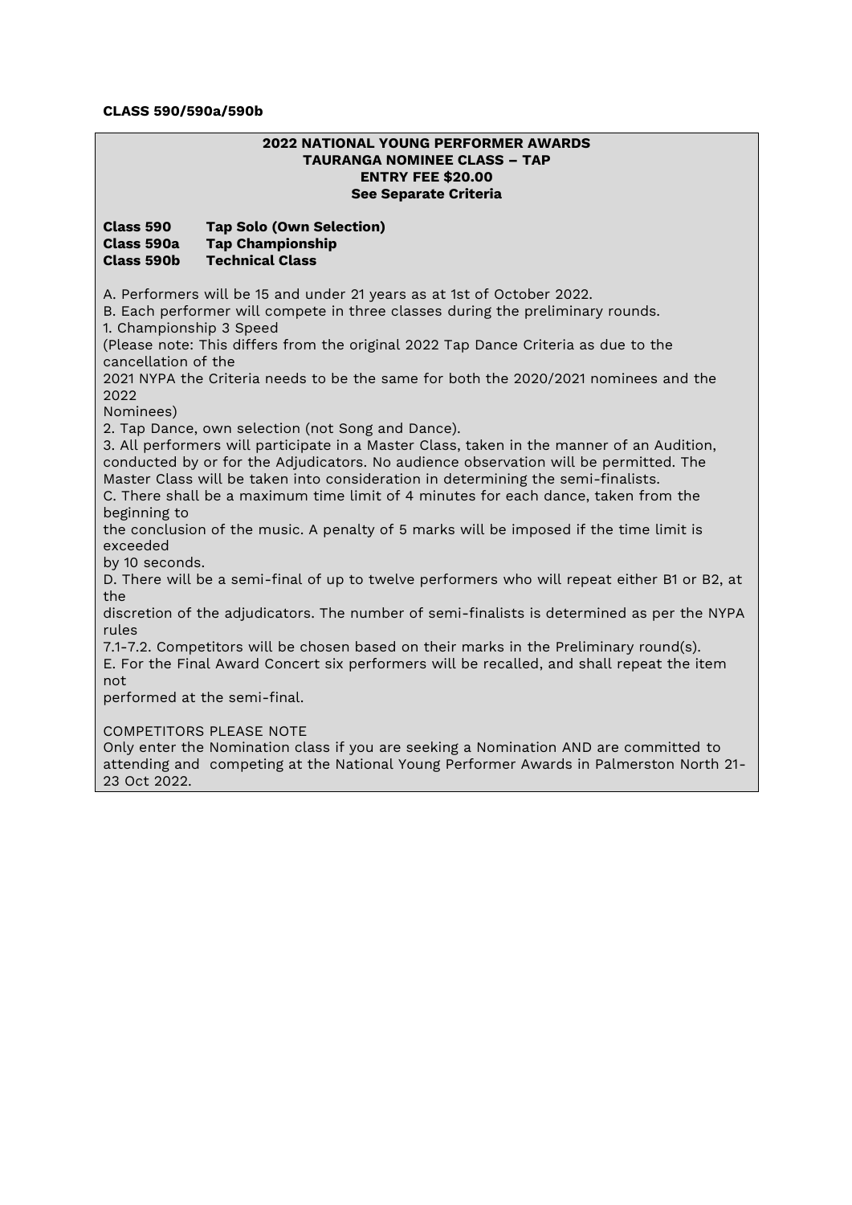**CLASS 590/590a/590b**

**2022 NATIONAL YOUNG PERFORMER AWARDS**
**TAURANGA NOMINEE CLASS – TAP**
**ENTRY FEE $20.00**
**See Separate Criteria**

**Class 590 Tap Solo (Own Selection)**
**Class 590a Tap Championship**
**Class 590b Technical Class**

A. Performers will be 15 and under 21 years as at 1st of October 2022.
B. Each performer will compete in three classes during the preliminary rounds.
1. Championship 3 Speed
(Please note: This differs from the original 2022 Tap Dance Criteria as due to the cancellation of the 2021 NYPA the Criteria needs to be the same for both the 2020/2021 nominees and the 2022 Nominees)
2. Tap Dance, own selection (not Song and Dance).
3. All performers will participate in a Master Class, taken in the manner of an Audition, conducted by or for the Adjudicators. No audience observation will be permitted. The Master Class will be taken into consideration in determining the semi-finalists.
C. There shall be a maximum time limit of 4 minutes for each dance, taken from the beginning to the conclusion of the music. A penalty of 5 marks will be imposed if the time limit is exceeded by 10 seconds.
D. There will be a semi-final of up to twelve performers who will repeat either B1 or B2, at the discretion of the adjudicators. The number of semi-finalists is determined as per the NYPA rules 7.1-7.2. Competitors will be chosen based on their marks in the Preliminary round(s).
E. For the Final Award Concert six performers will be recalled, and shall repeat the item not performed at the semi-final.

COMPETITORS PLEASE NOTE
Only enter the Nomination class if you are seeking a Nomination AND are committed to attending and competing at the National Young Performer Awards in Palmerston North 21-23 Oct 2022.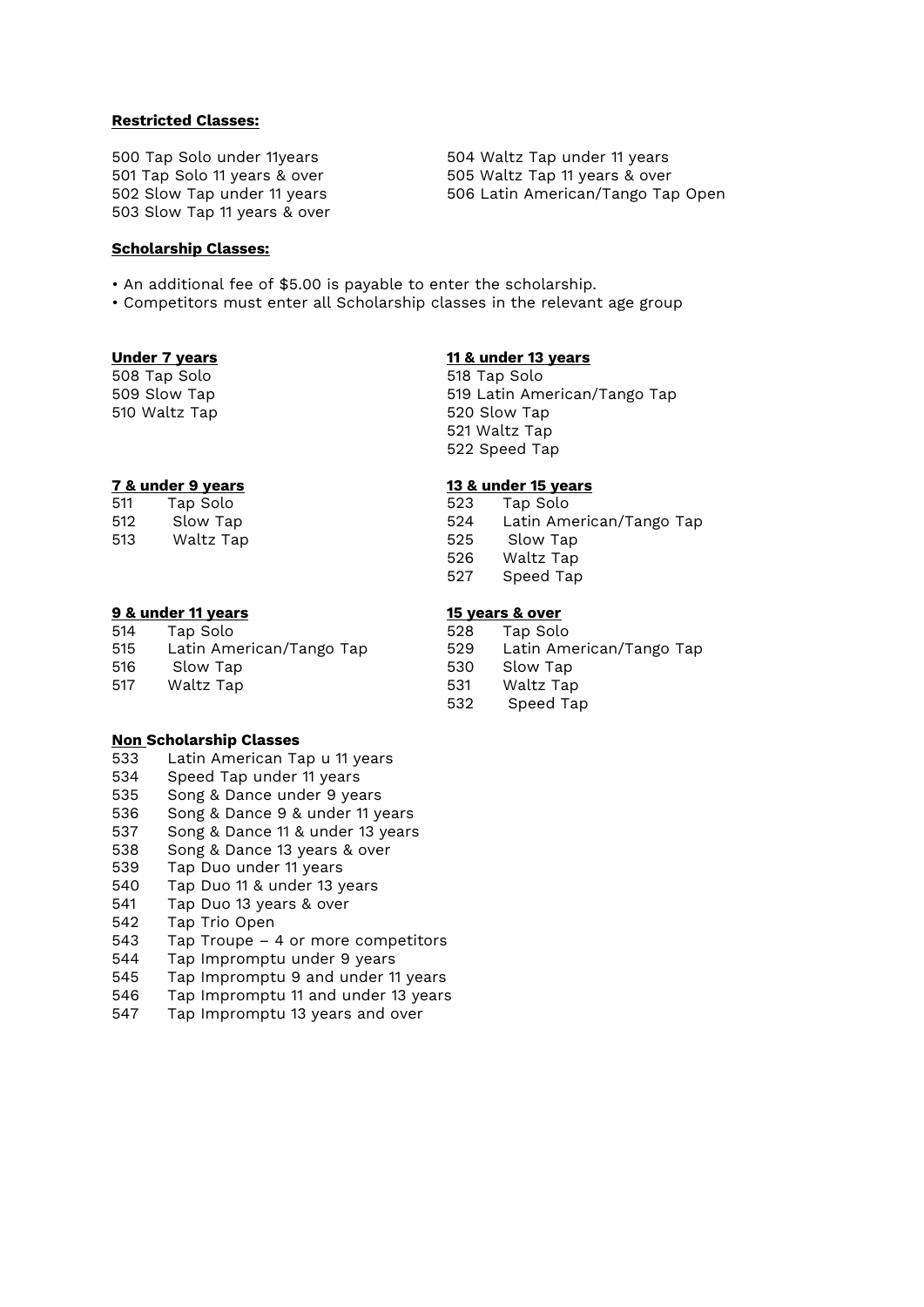**Restricted Classes:**

500 Tap Solo under 11years
501 Tap Solo 11 years & over
502 Slow Tap under 11 years
503 Slow Tap 11 years & over
504 Waltz Tap under 11 years
505 Waltz Tap 11 years & over
506 Latin American/Tango Tap Open

**Scholarship Classes:**

- An additional fee of $5.00 is payable to enter the scholarship.
- Competitors must enter all Scholarship classes in the relevant age group

**Under 7 years**

508 Tap Solo
509 Slow Tap
510 Waltz Tap

**7 & under 9 years**

511 Tap Solo
512 Slow Tap
513 Waltz Tap

**9 & under 11 years**

514 Tap Solo
515 Latin American/Tango Tap
516 Slow Tap
517 Waltz Tap

**11 & under 13 years**

518 Tap Solo
519 Latin American/Tango Tap
520 Slow Tap
521 Waltz Tap
522 Speed Tap

**13 & under 15 years**

523 Tap Solo
524 Latin American/Tango Tap
525 Slow Tap
526 Waltz Tap
527 Speed Tap

**15 years & over**

528 Tap Solo
529 Latin American/Tango Tap
530 Slow Tap
531 Waltz Tap
532 Speed Tap

**Non Scholarship Classes**

533 Latin American Tap u 11 years
534 Speed Tap under 11 years
535 Song & Dance under 9 years
536 Song & Dance 9 & under 11 years
537 Song & Dance 11 & under 13 years
538 Song & Dance 13 years & over
539 Tap Duo under 11 years
540 Tap Duo 11 & under 13 years
541 Tap Duo 13 years & over
542 Tap Trio Open
543 Tap Troupe – 4 or more competitors
544 Tap Impromptu under 9 years
545 Tap Impromptu 9 and under 11 years
546 Tap Impromptu 11 and under 13 years
547 Tap Impromptu 13 years and over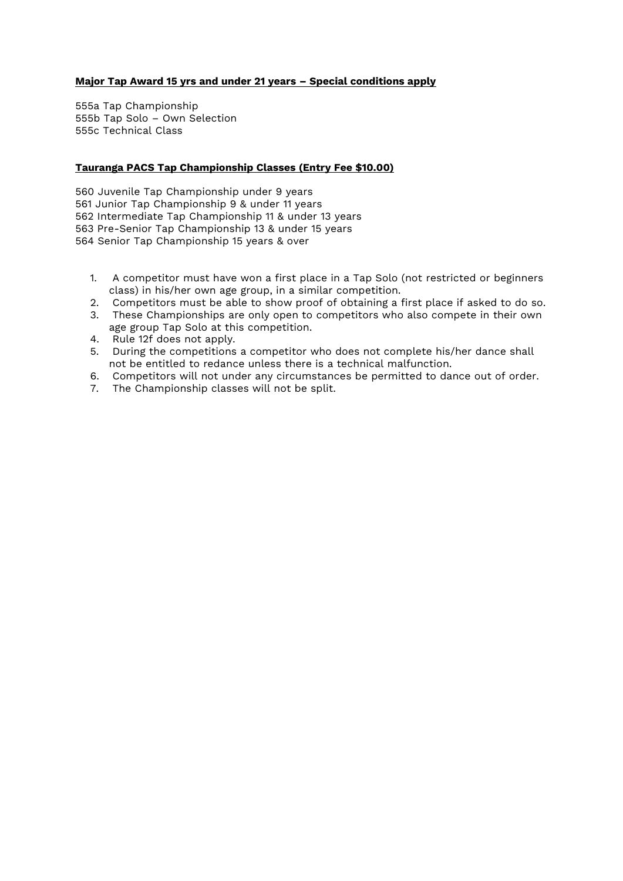**<u>Major Tap Award 15 yrs and under 21 years – Special conditions apply</u>**

555a Tap Championship
555b Tap Solo – Own Selection
555c Technical Class

**<u>Tauranga PACS Tap Championship Classes (Entry Fee $10.00)</u>**

560 Juvenile Tap Championship under 9 years
561 Junior Tap Championship 9 & under 11 years
562 Intermediate Tap Championship 11 & under 13 years
563 Pre-Senior Tap Championship 13 & under 15 years
564 Senior Tap Championship 15 years & over

1. A competitor must have won a first place in a Tap Solo (not restricted or beginners class) in his/her own age group, in a similar competition.
2. Competitors must be able to show proof of obtaining a first place if asked to do so.
3. These Championships are only open to competitors who also compete in their own age group Tap Solo at this competition.
4. Rule 12f does not apply.
5. During the competitions a competitor who does not complete his/her dance shall not be entitled to redance unless there is a technical malfunction.
6. Competitors will not under any circumstances be permitted to dance out of order.
7. The Championship classes will not be split.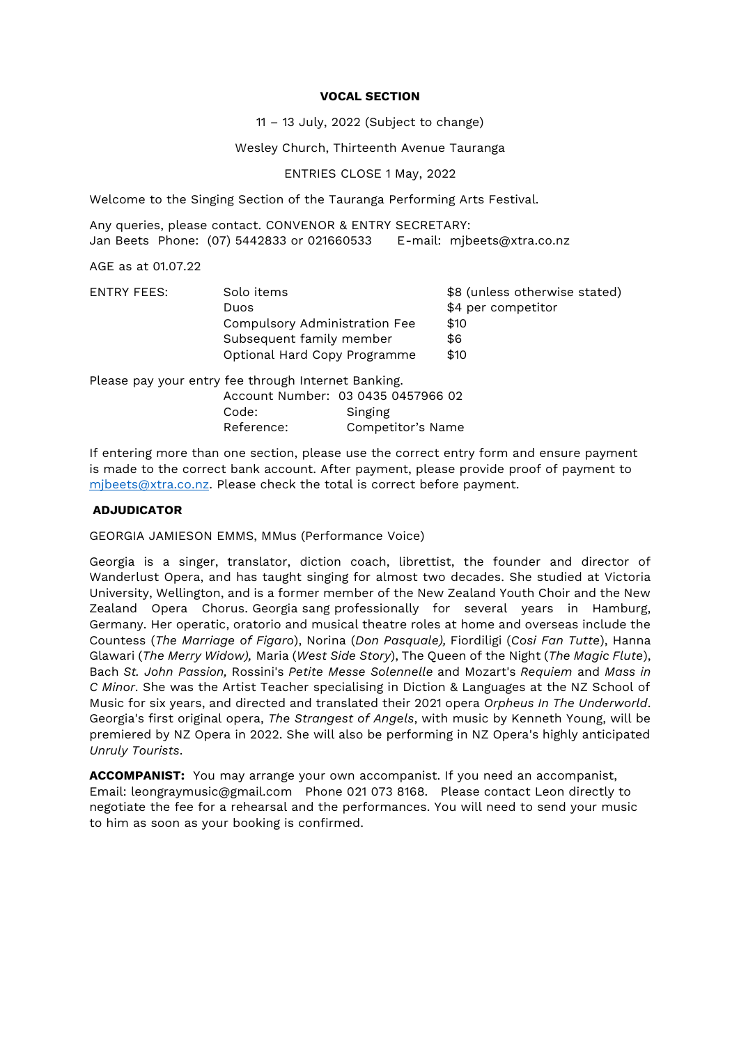# VOCAL SECTION

11 – 13 July, 2022 (Subject to change)

Wesley Church, Thirteenth Avenue Tauranga

ENTRIES CLOSE 1 May, 2022

Welcome to the Singing Section of the Tauranga Performing Arts Festival.

Any queries, please contact. CONVENOR & ENTRY SECRETARY:
Jan Beets Phone: (07) 5442833 or 021660533 E-mail: mjbeets@xtra.co.nz

AGE as at 01.07.22

| ENTRY FEES: | Solo items | $8 (unless otherwise stated) |
|---|---|---|
| | Duos | $4 per competitor |
| | Compulsory Administration Fee | $10 |
| | Subsequent family member | $6 |
| | Optional Hard Copy Programme | $10 |

Please pay your entry fee through Internet Banking.

Account Number: 03 0435 0457966 02
Code: Singing
Reference: Competitor's Name

If entering more than one section, please use the correct entry form and ensure payment is made to the correct bank account. After payment, please provide proof of payment to mjbeets@xtra.co.nz. Please check the total is correct before payment.

## ADJUDICATOR

GEORGIA JAMIESON EMMS, MMus (Performance Voice)

Georgia is a singer, translator, diction coach, librettist, the founder and director of Wanderlust Opera, and has taught singing for almost two decades. She studied at Victoria University, Wellington, and is a former member of the New Zealand Youth Choir and the New Zealand Opera Chorus. Georgia sang professionally for several years in Hamburg, Germany. Her operatic, oratorio and musical theatre roles at home and overseas include the Countess (*The Marriage of Figaro*), Norina (*Don Pasquale),* Fiordiligi (*Cosi Fan Tutte*), Hanna Glawari (*The Merry Widow),* Maria (*West Side Story*), The Queen of the Night (*The Magic Flute*), Bach *St. John Passion,* Rossini's *Petite Messe Solennelle* and Mozart's *Requiem* and *Mass in C Minor*. She was the Artist Teacher specialising in Diction & Languages at the NZ School of Music for six years, and directed and translated their 2021 opera *Orpheus In The Underworld*. Georgia's first original opera, *The Strangest of Angels*, with music by Kenneth Young, will be premiered by NZ Opera in 2022. She will also be performing in NZ Opera's highly anticipated *Unruly Tourists*.

**ACCOMPANIST:** You may arrange your own accompanist. If you need an accompanist, Email: leongraymusic@gmail.com Phone 021 073 8168. Please contact Leon directly to negotiate the fee for a rehearsal and the performances. You will need to send your music to him as soon as your booking is confirmed.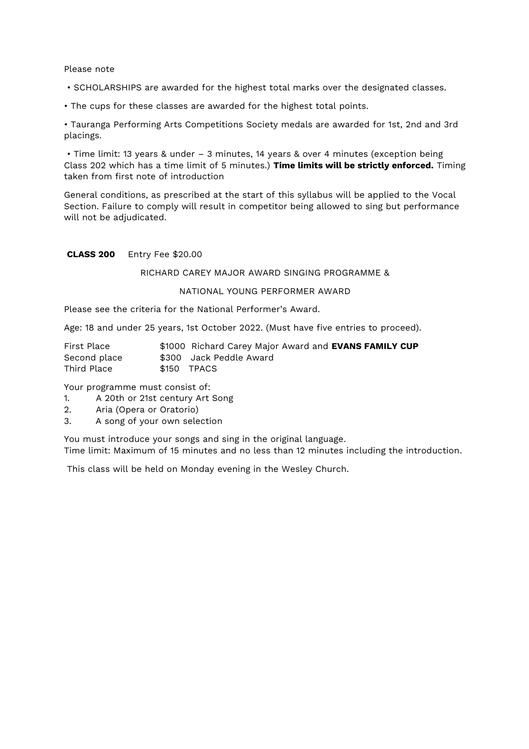Please note

- SCHOLARSHIPS are awarded for the highest total marks over the designated classes.
- The cups for these classes are awarded for the highest total points.
- Tauranga Performing Arts Competitions Society medals are awarded for 1st, 2nd and 3rd placings.
- Time limit: 13 years & under – 3 minutes, 14 years & over 4 minutes (exception being Class 202 which has a time limit of 5 minutes.) **Time limits will be strictly enforced.** Timing taken from first note of introduction

General conditions, as prescribed at the start of this syllabus will be applied to the Vocal Section. Failure to comply will result in competitor being allowed to sing but performance will not be adjudicated.

**CLASS 200** Entry Fee $20.00

RICHARD CAREY MAJOR AWARD SINGING PROGRAMME &

NATIONAL YOUNG PERFORMER AWARD

Please see the criteria for the National Performer's Award.

Age: 18 and under 25 years, 1st October 2022. (Must have five entries to proceed).

| | |
|---|---|
| First Place | $1000 Richard Carey Major Award and **EVANS FAMILY CUP** |
| Second place | $300 Jack Peddle Award |
| Third Place | $150 TPACS |

Your programme must consist of:

1. A 20th or 21st century Art Song
2. Aria (Opera or Oratorio)
3. A song of your own selection

You must introduce your songs and sing in the original language.
Time limit: Maximum of 15 minutes and no less than 12 minutes including the introduction.

This class will be held on Monday evening in the Wesley Church.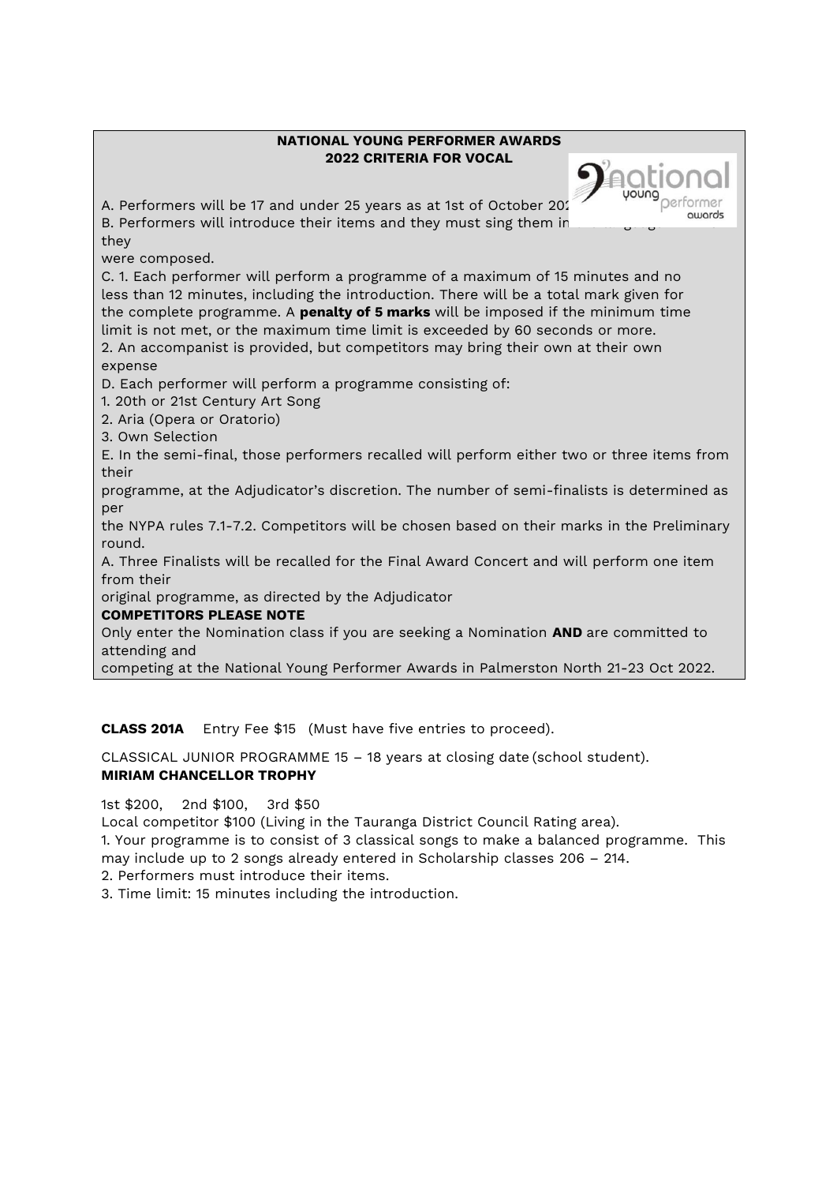**NATIONAL YOUNG PERFORMER AWARDS**
**2022 CRITERIA FOR VOCAL**

A. Performers will be 17 and under 25 years as at 1st of October 202

B. Performers will introduce their items and they must sing them in ... they were composed.

C. 1. Each performer will perform a programme of a maximum of 15 minutes and no less than 12 minutes, including the introduction. There will be a total mark given for the complete programme. A **penalty of 5 marks** will be imposed if the minimum time limit is not met, or the maximum time limit is exceeded by 60 seconds or more.

2. An accompanist is provided, but competitors may bring their own at their own expense

D. Each performer will perform a programme consisting of:

1. 20th or 21st Century Art Song
2. Aria (Opera or Oratorio)
3. Own Selection

E. In the semi-final, those performers recalled will perform either two or three items from their programme, at the Adjudicator's discretion. The number of semi-finalists is determined as per the NYPA rules 7.1-7.2. Competitors will be chosen based on their marks in the Preliminary round.

A. Three Finalists will be recalled for the Final Award Concert and will perform one item from their original programme, as directed by the Adjudicator

**COMPETITORS PLEASE NOTE**

Only enter the Nomination class if you are seeking a Nomination **AND** are committed to attending and competing at the National Young Performer Awards in Palmerston North 21-23 Oct 2022.

**CLASS 201A** Entry Fee $15 (Must have five entries to proceed).

CLASSICAL JUNIOR PROGRAMME 15 – 18 years at closing date (school student).

**MIRIAM CHANCELLOR TROPHY**

1st $200, 2nd $100, 3rd $50

Local competitor $100 (Living in the Tauranga District Council Rating area).

1. Your programme is to consist of 3 classical songs to make a balanced programme. This may include up to 2 songs already entered in Scholarship classes 206 – 214.
2. Performers must introduce their items.
3. Time limit: 15 minutes including the introduction.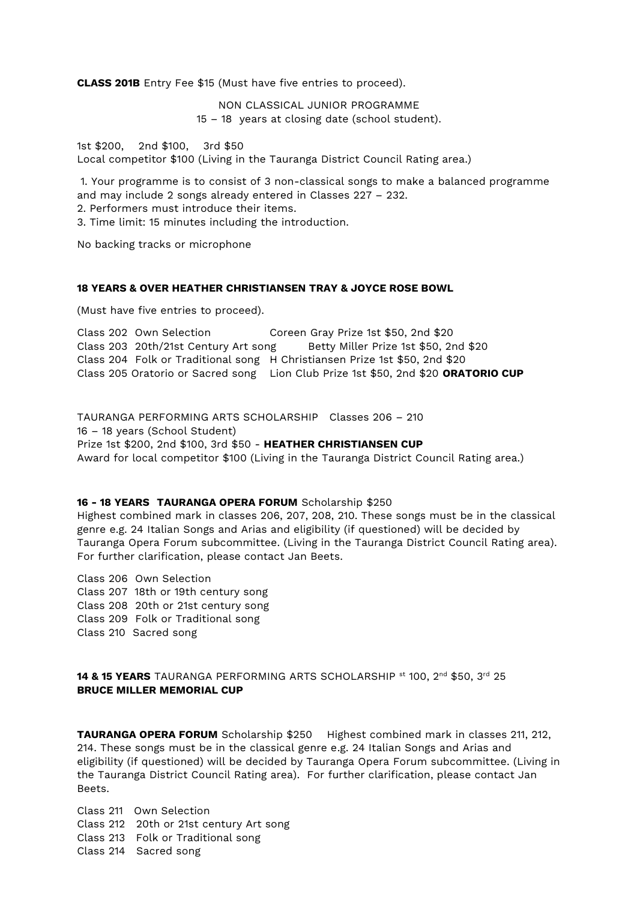**CLASS 201B** Entry Fee $15 (Must have five entries to proceed).

NON CLASSICAL JUNIOR PROGRAMME
15 – 18 years at closing date (school student).

1st $200, 2nd $100, 3rd $50
Local competitor $100 (Living in the Tauranga District Council Rating area.)

1. Your programme is to consist of 3 non-classical songs to make a balanced programme and may include 2 songs already entered in Classes 227 – 232.
2. Performers must introduce their items.
3. Time limit: 15 minutes including the introduction.

No backing tracks or microphone

**18 YEARS & OVER HEATHER CHRISTIANSEN TRAY & JOYCE ROSE BOWL**

(Must have five entries to proceed).

Class 202 Own Selection Coreen Gray Prize 1st $50, 2nd $20
Class 203 20th/21st Century Art song Betty Miller Prize 1st $50, 2nd $20
Class 204 Folk or Traditional song H Christiansen Prize 1st $50, 2nd $20
Class 205 Oratorio or Sacred song Lion Club Prize 1st $50, 2nd $20 **ORATORIO CUP**

TAURANGA PERFORMING ARTS SCHOLARSHIP Classes 206 – 210
16 – 18 years (School Student)
Prize 1st $200, 2nd $100, 3rd $50 - **HEATHER CHRISTIANSEN CUP**
Award for local competitor $100 (Living in the Tauranga District Council Rating area.)

**16 - 18 YEARS TAURANGA OPERA FORUM** Scholarship $250
Highest combined mark in classes 206, 207, 208, 210. These songs must be in the classical genre e.g. 24 Italian Songs and Arias and eligibility (if questioned) will be decided by Tauranga Opera Forum subcommittee. (Living in the Tauranga District Council Rating area). For further clarification, please contact Jan Beets.

Class 206 Own Selection
Class 207 18th or 19th century song
Class 208 20th or 21st century song
Class 209 Folk or Traditional song
Class 210 Sacred song

**14 & 15 YEARS** TAURANGA PERFORMING ARTS SCHOLARSHIP st 100, 2nd $50, 3rd 25
**BRUCE MILLER MEMORIAL CUP**

**TAURANGA OPERA FORUM** Scholarship $250 Highest combined mark in classes 211, 212, 214. These songs must be in the classical genre e.g. 24 Italian Songs and Arias and eligibility (if questioned) will be decided by Tauranga Opera Forum subcommittee. (Living in the Tauranga District Council Rating area). For further clarification, please contact Jan Beets.

Class 211 Own Selection
Class 212 20th or 21st century Art song
Class 213 Folk or Traditional song
Class 214 Sacred song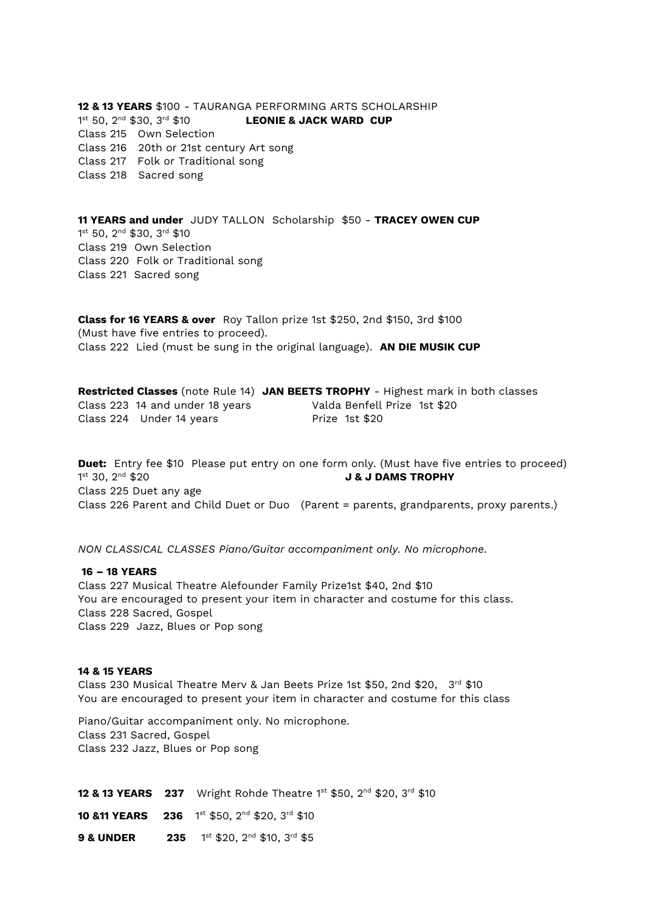**12 & 13 YEARS** $100 - TAURANGA PERFORMING ARTS SCHOLARSHIP
1st 50, 2nd $30, 3rd $10 **LEONIE & JACK WARD CUP**
Class 215 Own Selection
Class 216 20th or 21st century Art song
Class 217 Folk or Traditional song
Class 218 Sacred song

**11 YEARS and under** JUDY TALLON Scholarship $50 - **TRACEY OWEN CUP**
1st 50, 2nd $30, 3rd $10
Class 219 Own Selection
Class 220 Folk or Traditional song
Class 221 Sacred song

**Class for 16 YEARS & over** Roy Tallon prize 1st $250, 2nd $150, 3rd $100
(Must have five entries to proceed).
Class 222 Lied (must be sung in the original language). **AN DIE MUSIK CUP**

**Restricted Classes** (note Rule 14) **JAN BEETS TROPHY** - Highest mark in both classes
Class 223 14 and under 18 years Valda Benfell Prize 1st $20
Class 224 Under 14 years Prize 1st $20

**Duet:** Entry fee $10 Please put entry on one form only. (Must have five entries to proceed)
1st 30, 2nd $20 **J & J DAMS TROPHY**
Class 225 Duet any age
Class 226 Parent and Child Duet or Duo (Parent = parents, grandparents, proxy parents.)

*NON CLASSICAL CLASSES Piano/Guitar accompaniment only. No microphone.*

**16 – 18 YEARS**
Class 227 Musical Theatre Alefounder Family Prize1st $40, 2nd $10
You are encouraged to present your item in character and costume for this class.
Class 228 Sacred, Gospel
Class 229 Jazz, Blues or Pop song

**14 & 15 YEARS**
Class 230 Musical Theatre Merv & Jan Beets Prize 1st $50, 2nd $20, 3rd $10
You are encouraged to present your item in character and costume for this class

Piano/Guitar accompaniment only. No microphone.
Class 231 Sacred, Gospel
Class 232 Jazz, Blues or Pop song

**12 & 13 YEARS** **237** Wright Rohde Theatre 1st $50, 2nd $20, 3rd $10

**10 &11 YEARS** **236** 1st $50, 2nd $20, 3rd $10

**9 & UNDER** **235** 1st $20, 2nd $10, 3rd $5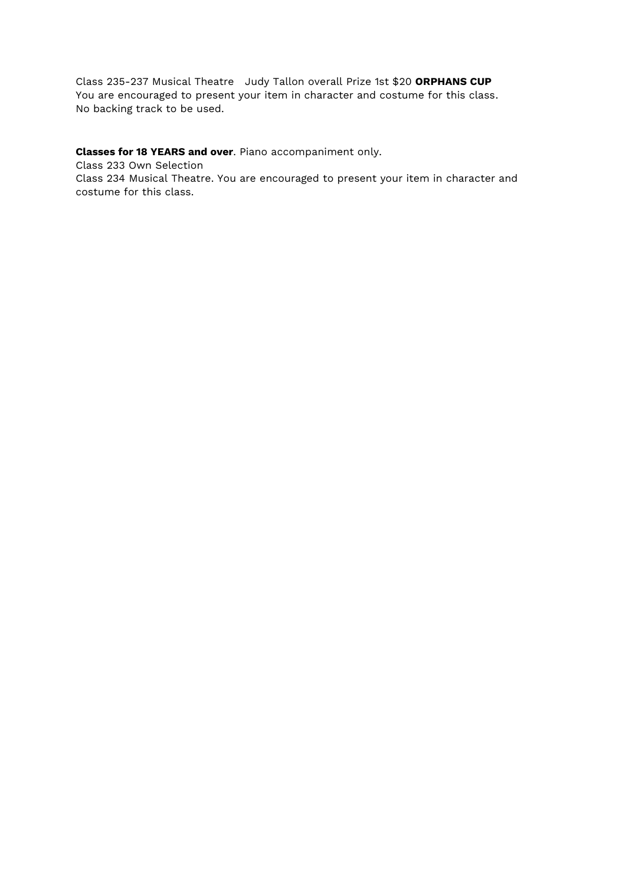Class 235-237 Musical Theatre   Judy Tallon overall Prize 1st $20 **ORPHANS CUP**
You are encouraged to present your item in character and costume for this class.
No backing track to be used.

**Classes for 18 YEARS and over**. Piano accompaniment only.
Class 233 Own Selection
Class 234 Musical Theatre. You are encouraged to present your item in character and costume for this class.